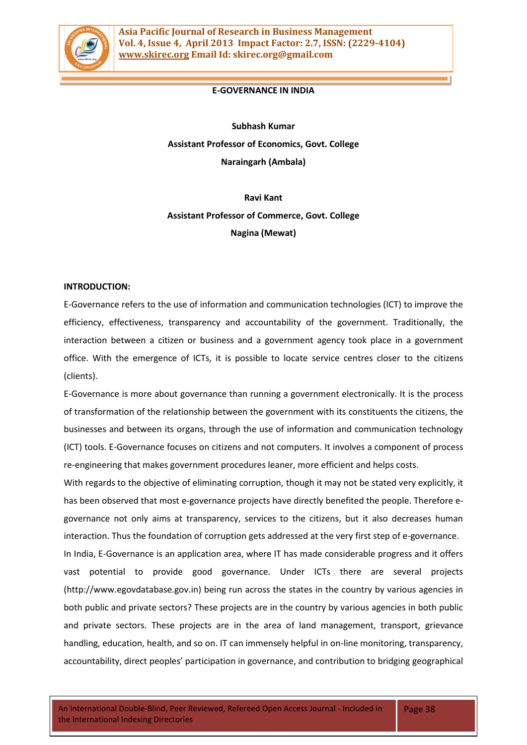# E-GOVERNANCE IN INDIA

**Subhash Kumar**

**Assistant Professor of Economics, Govt. College**

**Naraingarh (Ambala)**

**Ravi Kant**

**Assistant Professor of Commerce, Govt. College**

**Nagina (Mewat)**

## INTRODUCTION:

E-Governance refers to the use of information and communication technologies (ICT) to improve the efficiency, effectiveness, transparency and accountability of the government. Traditionally, the interaction between a citizen or business and a government agency took place in a government office. With the emergence of ICTs, it is possible to locate service centres closer to the citizens (clients).

E-Governance is more about governance than running a government electronically. It is the process of transformation of the relationship between the government with its constituents the citizens, the businesses and between its organs, through the use of information and communication technology (ICT) tools. E-Governance focuses on citizens and not computers. It involves a component of process re-engineering that makes government procedures leaner, more efficient and helps costs.

With regards to the objective of eliminating corruption, though it may not be stated very explicitly, it has been observed that most e-governance projects have directly benefited the people. Therefore e-governance not only aims at transparency, services to the citizens, but it also decreases human interaction. Thus the foundation of corruption gets addressed at the very first step of e-governance.

In India, E-Governance is an application area, where IT has made considerable progress and it offers vast potential to provide good governance. Under ICTs there are several projects (http://www.egovdatabase.gov.in) being run across the states in the country by various agencies in both public and private sectors? These projects are in the country by various agencies in both public and private sectors. These projects are in the area of land management, transport, grievance handling, education, health, and so on. IT can immensely helpful in on-line monitoring, transparency, accountability, direct peoples' participation in governance, and contribution to bridging geographical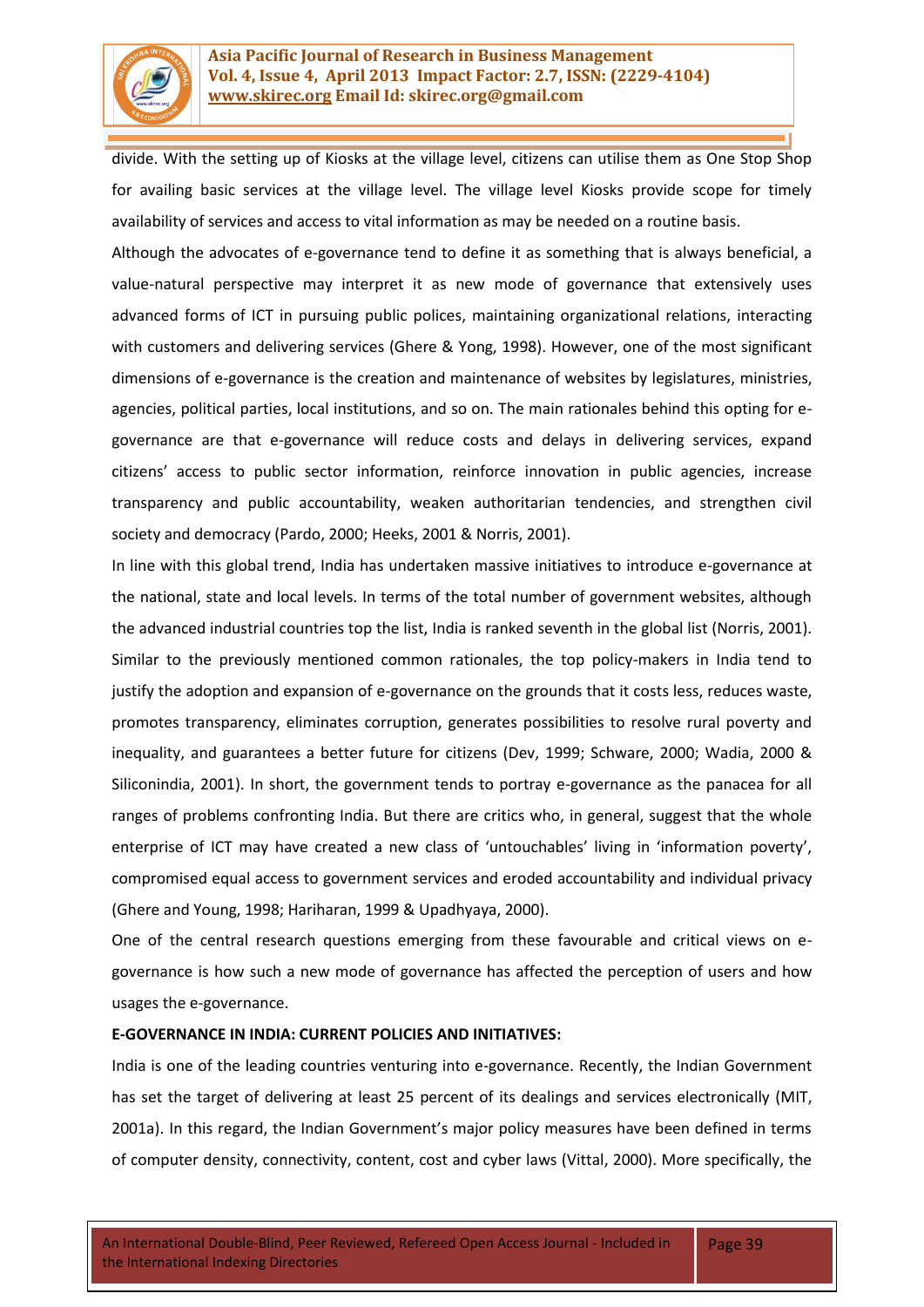divide. With the setting up of Kiosks at the village level, citizens can utilise them as One Stop Shop for availing basic services at the village level. The village level Kiosks provide scope for timely availability of services and access to vital information as may be needed on a routine basis.

Although the advocates of e-governance tend to define it as something that is always beneficial, a value-natural perspective may interpret it as new mode of governance that extensively uses advanced forms of ICT in pursuing public polices, maintaining organizational relations, interacting with customers and delivering services (Ghere & Yong, 1998). However, one of the most significant dimensions of e-governance is the creation and maintenance of websites by legislatures, ministries, agencies, political parties, local institutions, and so on. The main rationales behind this opting for e-governance are that e-governance will reduce costs and delays in delivering services, expand citizens' access to public sector information, reinforce innovation in public agencies, increase transparency and public accountability, weaken authoritarian tendencies, and strengthen civil society and democracy (Pardo, 2000; Heeks, 2001 & Norris, 2001).

In line with this global trend, India has undertaken massive initiatives to introduce e-governance at the national, state and local levels. In terms of the total number of government websites, although the advanced industrial countries top the list, India is ranked seventh in the global list (Norris, 2001). Similar to the previously mentioned common rationales, the top policy-makers in India tend to justify the adoption and expansion of e-governance on the grounds that it costs less, reduces waste, promotes transparency, eliminates corruption, generates possibilities to resolve rural poverty and inequality, and guarantees a better future for citizens (Dev, 1999; Schware, 2000; Wadia, 2000 & Siliconindia, 2001). In short, the government tends to portray e-governance as the panacea for all ranges of problems confronting India. But there are critics who, in general, suggest that the whole enterprise of ICT may have created a new class of 'untouchables' living in 'information poverty', compromised equal access to government services and eroded accountability and individual privacy (Ghere and Young, 1998; Hariharan, 1999 & Upadhyaya, 2000).

One of the central research questions emerging from these favourable and critical views on e-governance is how such a new mode of governance has affected the perception of users and how usages the e-governance.

**E-GOVERNANCE IN INDIA: CURRENT POLICIES AND INITIATIVES:**

India is one of the leading countries venturing into e-governance. Recently, the Indian Government has set the target of delivering at least 25 percent of its dealings and services electronically (MIT, 2001a). In this regard, the Indian Government's major policy measures have been defined in terms of computer density, connectivity, content, cost and cyber laws (Vittal, 2000). More specifically, the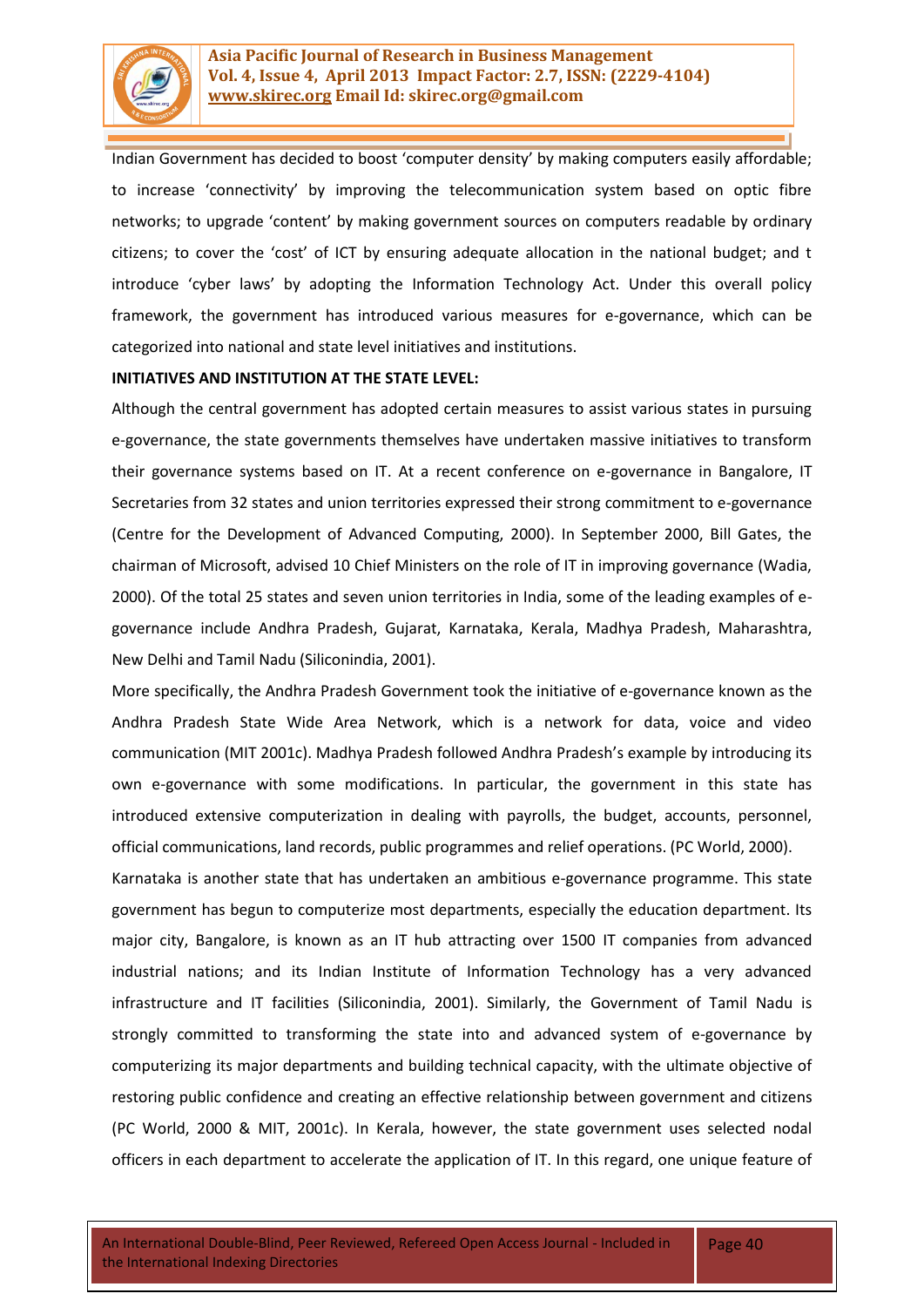Indian Government has decided to boost 'computer density' by making computers easily affordable; to increase 'connectivity' by improving the telecommunication system based on optic fibre networks; to upgrade 'content' by making government sources on computers readable by ordinary citizens; to cover the 'cost' of ICT by ensuring adequate allocation in the national budget; and t introduce 'cyber laws' by adopting the Information Technology Act. Under this overall policy framework, the government has introduced various measures for e-governance, which can be categorized into national and state level initiatives and institutions.

**INITIATIVES AND INSTITUTION AT THE STATE LEVEL:**

Although the central government has adopted certain measures to assist various states in pursuing e-governance, the state governments themselves have undertaken massive initiatives to transform their governance systems based on IT. At a recent conference on e-governance in Bangalore, IT Secretaries from 32 states and union territories expressed their strong commitment to e-governance (Centre for the Development of Advanced Computing, 2000). In September 2000, Bill Gates, the chairman of Microsoft, advised 10 Chief Ministers on the role of IT in improving governance (Wadia, 2000). Of the total 25 states and seven union territories in India, some of the leading examples of e-governance include Andhra Pradesh, Gujarat, Karnataka, Kerala, Madhya Pradesh, Maharashtra, New Delhi and Tamil Nadu (Siliconindia, 2001).

More specifically, the Andhra Pradesh Government took the initiative of e-governance known as the Andhra Pradesh State Wide Area Network, which is a network for data, voice and video communication (MIT 2001c). Madhya Pradesh followed Andhra Pradesh's example by introducing its own e-governance with some modifications. In particular, the government in this state has introduced extensive computerization in dealing with payrolls, the budget, accounts, personnel, official communications, land records, public programmes and relief operations. (PC World, 2000).

Karnataka is another state that has undertaken an ambitious e-governance programme. This state government has begun to computerize most departments, especially the education department. Its major city, Bangalore, is known as an IT hub attracting over 1500 IT companies from advanced industrial nations; and its Indian Institute of Information Technology has a very advanced infrastructure and IT facilities (Siliconindia, 2001). Similarly, the Government of Tamil Nadu is strongly committed to transforming the state into and advanced system of e-governance by computerizing its major departments and building technical capacity, with the ultimate objective of restoring public confidence and creating an effective relationship between government and citizens (PC World, 2000 & MIT, 2001c). In Kerala, however, the state government uses selected nodal officers in each department to accelerate the application of IT. In this regard, one unique feature of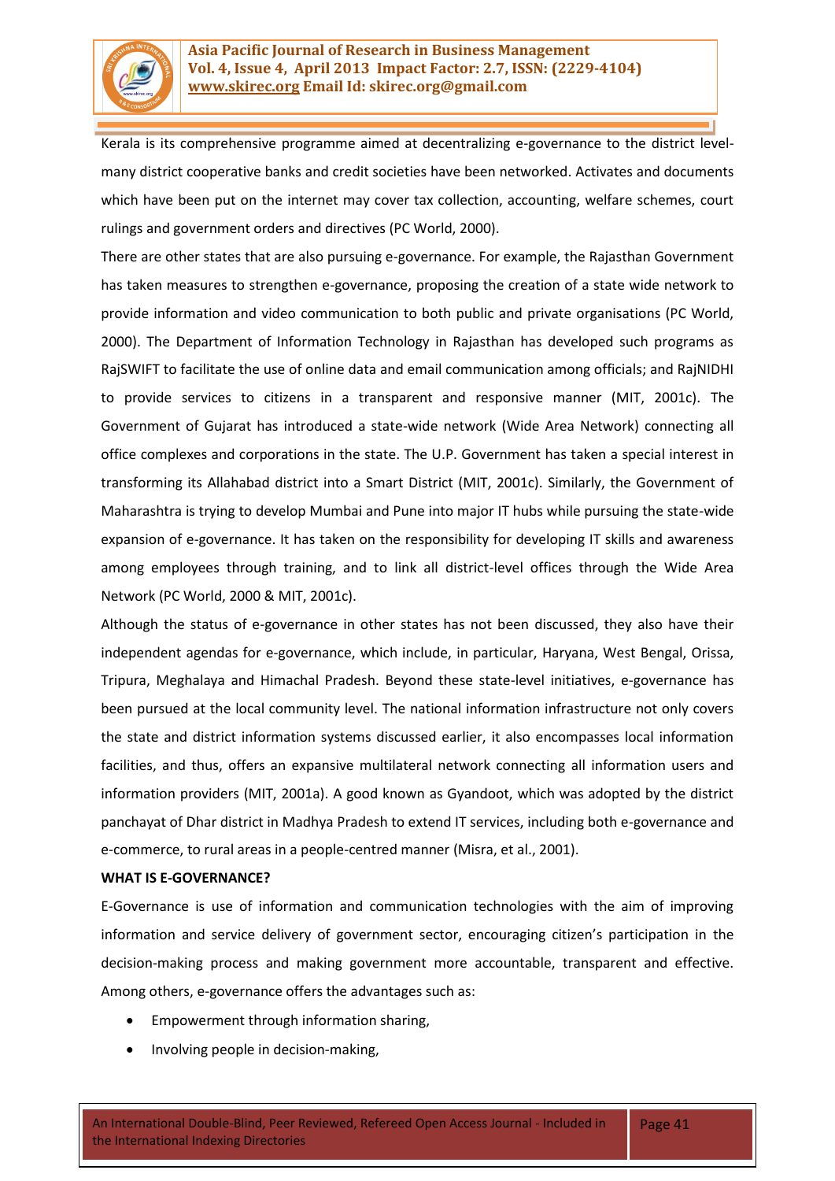Kerala is its comprehensive programme aimed at decentralizing e-governance to the district level-many district cooperative banks and credit societies have been networked. Activates and documents which have been put on the internet may cover tax collection, accounting, welfare schemes, court rulings and government orders and directives (PC World, 2000).

There are other states that are also pursuing e-governance. For example, the Rajasthan Government has taken measures to strengthen e-governance, proposing the creation of a state wide network to provide information and video communication to both public and private organisations (PC World, 2000). The Department of Information Technology in Rajasthan has developed such programs as RajSWIFT to facilitate the use of online data and email communication among officials; and RajNIDHI to provide services to citizens in a transparent and responsive manner (MIT, 2001c). The Government of Gujarat has introduced a state-wide network (Wide Area Network) connecting all office complexes and corporations in the state. The U.P. Government has taken a special interest in transforming its Allahabad district into a Smart District (MIT, 2001c). Similarly, the Government of Maharashtra is trying to develop Mumbai and Pune into major IT hubs while pursuing the state-wide expansion of e-governance. It has taken on the responsibility for developing IT skills and awareness among employees through training, and to link all district-level offices through the Wide Area Network (PC World, 2000 & MIT, 2001c).

Although the status of e-governance in other states has not been discussed, they also have their independent agendas for e-governance, which include, in particular, Haryana, West Bengal, Orissa, Tripura, Meghalaya and Himachal Pradesh. Beyond these state-level initiatives, e-governance has been pursued at the local community level. The national information infrastructure not only covers the state and district information systems discussed earlier, it also encompasses local information facilities, and thus, offers an expansive multilateral network connecting all information users and information providers (MIT, 2001a). A good known as Gyandoot, which was adopted by the district panchayat of Dhar district in Madhya Pradesh to extend IT services, including both e-governance and e-commerce, to rural areas in a people-centred manner (Misra, et al., 2001).

**WHAT IS E-GOVERNANCE?**

E-Governance is use of information and communication technologies with the aim of improving information and service delivery of government sector, encouraging citizen's participation in the decision-making process and making government more accountable, transparent and effective. Among others, e-governance offers the advantages such as:

- Empowerment through information sharing,
- Involving people in decision-making,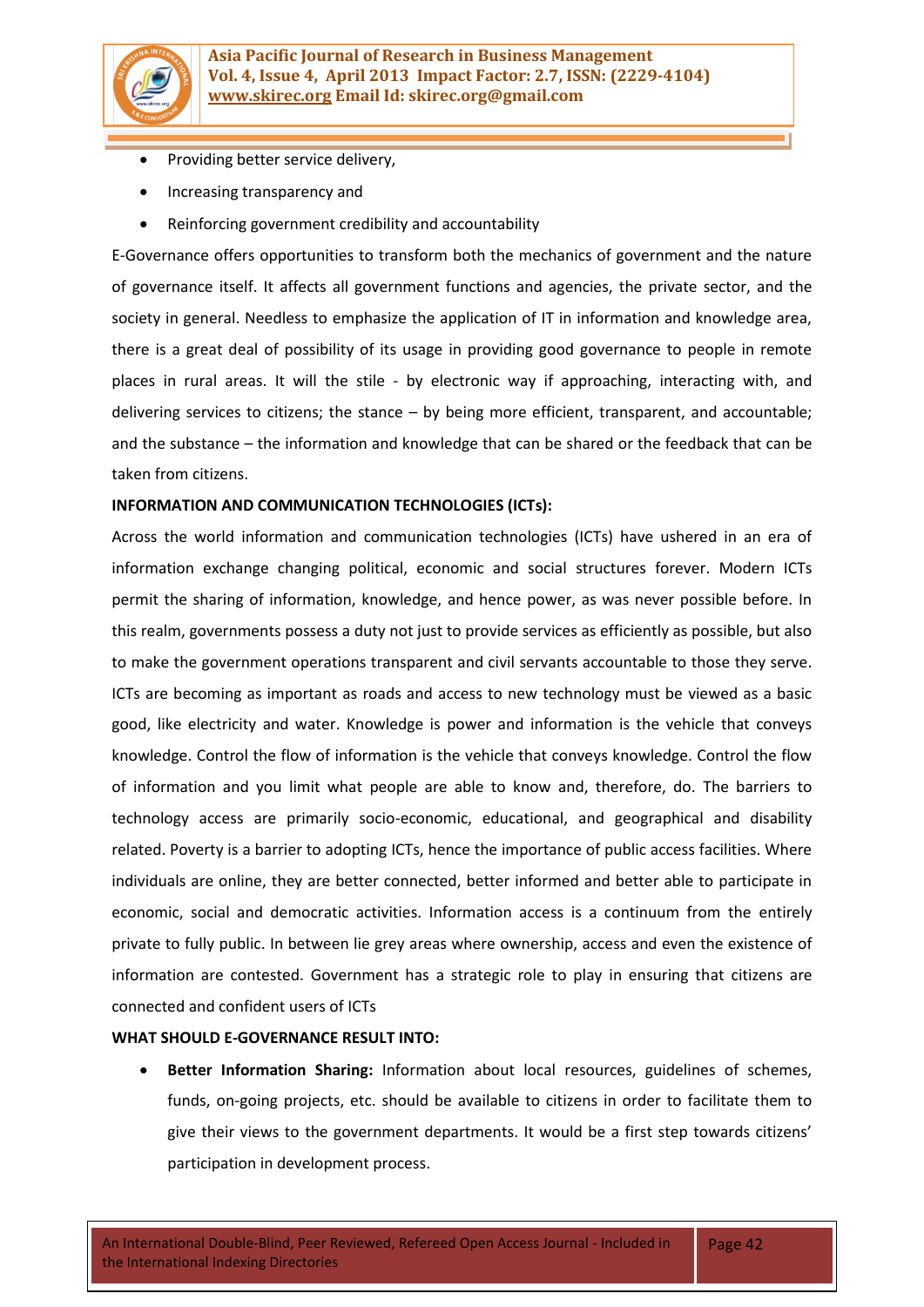- Providing better service delivery,
- Increasing transparency and
- Reinforcing government credibility and accountability

E-Governance offers opportunities to transform both the mechanics of government and the nature of governance itself. It affects all government functions and agencies, the private sector, and the society in general. Needless to emphasize the application of IT in information and knowledge area, there is a great deal of possibility of its usage in providing good governance to people in remote places in rural areas. It will the stile - by electronic way if approaching, interacting with, and delivering services to citizens; the stance – by being more efficient, transparent, and accountable; and the substance – the information and knowledge that can be shared or the feedback that can be taken from citizens.

**INFORMATION AND COMMUNICATION TECHNOLOGIES (ICTs):**

Across the world information and communication technologies (ICTs) have ushered in an era of information exchange changing political, economic and social structures forever. Modern ICTs permit the sharing of information, knowledge, and hence power, as was never possible before. In this realm, governments possess a duty not just to provide services as efficiently as possible, but also to make the government operations transparent and civil servants accountable to those they serve. ICTs are becoming as important as roads and access to new technology must be viewed as a basic good, like electricity and water. Knowledge is power and information is the vehicle that conveys knowledge. Control the flow of information is the vehicle that conveys knowledge. Control the flow of information and you limit what people are able to know and, therefore, do. The barriers to technology access are primarily socio-economic, educational, and geographical and disability related. Poverty is a barrier to adopting ICTs, hence the importance of public access facilities. Where individuals are online, they are better connected, better informed and better able to participate in economic, social and democratic activities. Information access is a continuum from the entirely private to fully public. In between lie grey areas where ownership, access and even the existence of information are contested. Government has a strategic role to play in ensuring that citizens are connected and confident users of ICTs

**WHAT SHOULD E-GOVERNANCE RESULT INTO:**

- **Better Information Sharing:** Information about local resources, guidelines of schemes, funds, on-going projects, etc. should be available to citizens in order to facilitate them to give their views to the government departments. It would be a first step towards citizens' participation in development process.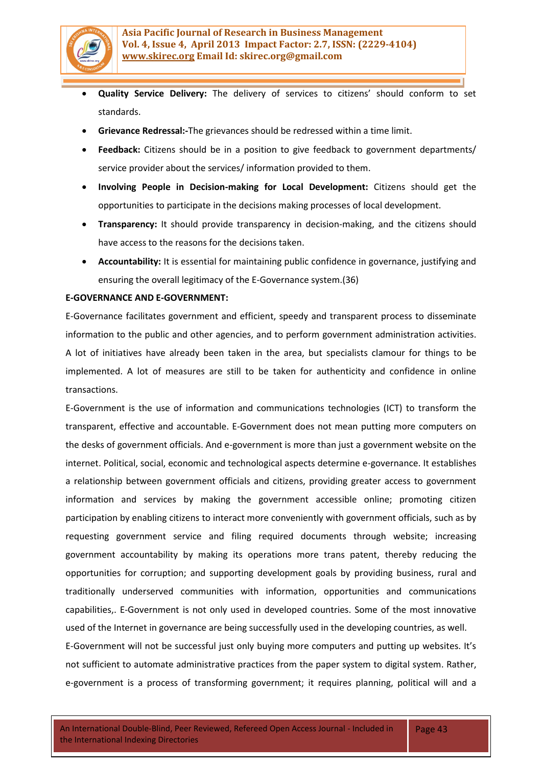- **Quality Service Delivery:** The delivery of services to citizens' should conform to set standards.
- **Grievance Redressal:-**The grievances should be redressed within a time limit.
- **Feedback:** Citizens should be in a position to give feedback to government departments/ service provider about the services/ information provided to them.
- **Involving People in Decision-making for Local Development:** Citizens should get the opportunities to participate in the decisions making processes of local development.
- **Transparency:** It should provide transparency in decision-making, and the citizens should have access to the reasons for the decisions taken.
- **Accountability:** It is essential for maintaining public confidence in governance, justifying and ensuring the overall legitimacy of the E-Governance system.(36)

**E-GOVERNANCE AND E-GOVERNMENT:**

E-Governance facilitates government and efficient, speedy and transparent process to disseminate information to the public and other agencies, and to perform government administration activities. A lot of initiatives have already been taken in the area, but specialists clamour for things to be implemented. A lot of measures are still to be taken for authenticity and confidence in online transactions.

E-Government is the use of information and communications technologies (ICT) to transform the transparent, effective and accountable. E-Government does not mean putting more computers on the desks of government officials. And e-government is more than just a government website on the internet. Political, social, economic and technological aspects determine e-governance. It establishes a relationship between government officials and citizens, providing greater access to government information and services by making the government accessible online; promoting citizen participation by enabling citizens to interact more conveniently with government officials, such as by requesting government service and filing required documents through website; increasing government accountability by making its operations more trans patent, thereby reducing the opportunities for corruption; and supporting development goals by providing business, rural and traditionally underserved communities with information, opportunities and communications capabilities,. E-Government is not only used in developed countries. Some of the most innovative used of the Internet in governance are being successfully used in the developing countries, as well.

E-Government will not be successful just only buying more computers and putting up websites. It's not sufficient to automate administrative practices from the paper system to digital system. Rather, e-government is a process of transforming government; it requires planning, political will and a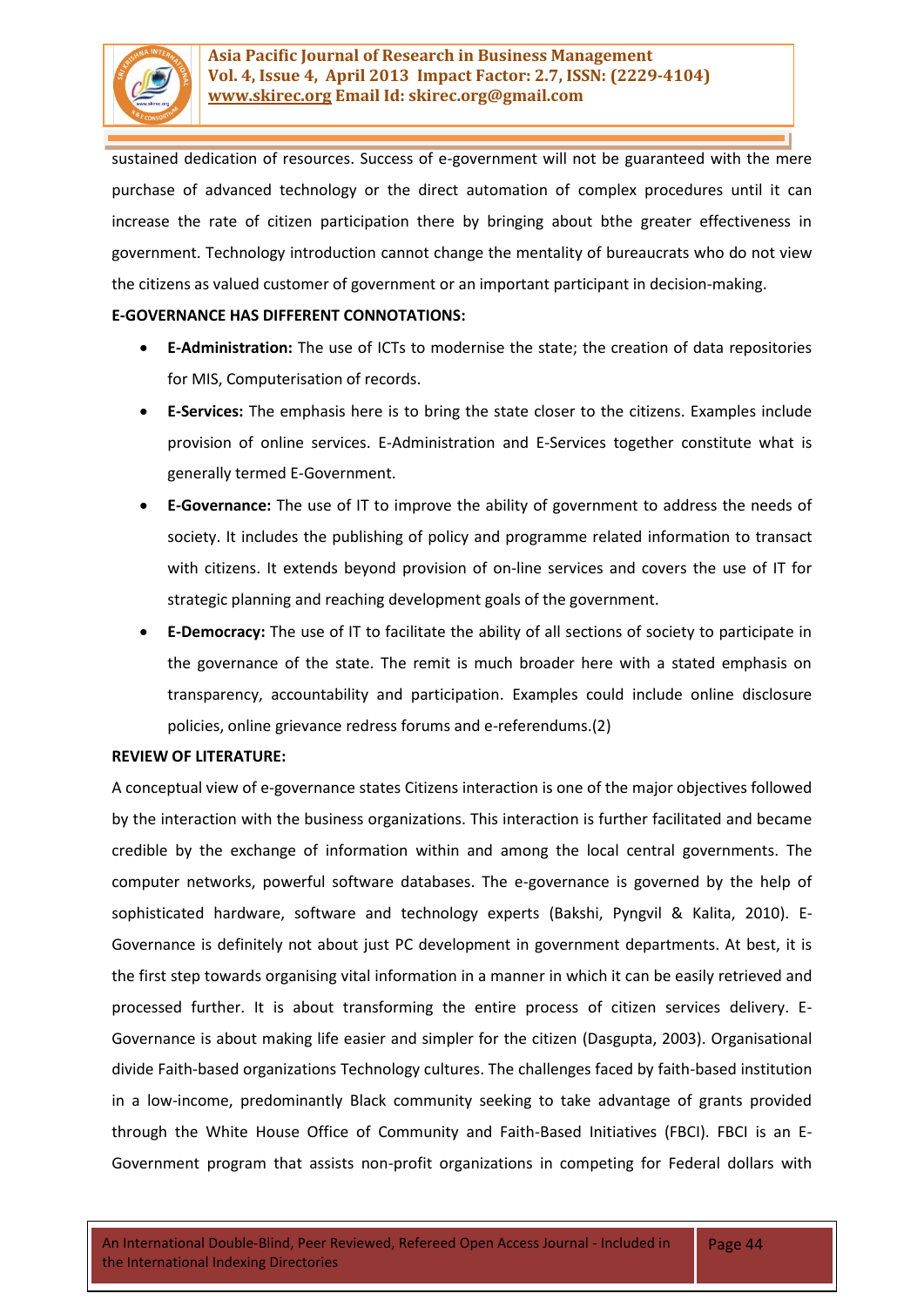sustained dedication of resources. Success of e-government will not be guaranteed with the mere purchase of advanced technology or the direct automation of complex procedures until it can increase the rate of citizen participation there by bringing about bthe greater effectiveness in government. Technology introduction cannot change the mentality of bureaucrats who do not view the citizens as valued customer of government or an important participant in decision-making.

**E-GOVERNANCE HAS DIFFERENT CONNOTATIONS:**

- **E-Administration:** The use of ICTs to modernise the state; the creation of data repositories for MIS, Computerisation of records.
- **E-Services:** The emphasis here is to bring the state closer to the citizens. Examples include provision of online services. E-Administration and E-Services together constitute what is generally termed E-Government.
- **E-Governance:** The use of IT to improve the ability of government to address the needs of society. It includes the publishing of policy and programme related information to transact with citizens. It extends beyond provision of on-line services and covers the use of IT for strategic planning and reaching development goals of the government.
- **E-Democracy:** The use of IT to facilitate the ability of all sections of society to participate in the governance of the state. The remit is much broader here with a stated emphasis on transparency, accountability and participation. Examples could include online disclosure policies, online grievance redress forums and e-referendums.(2)

**REVIEW OF LITERATURE:**

A conceptual view of e-governance states Citizens interaction is one of the major objectives followed by the interaction with the business organizations. This interaction is further facilitated and became credible by the exchange of information within and among the local central governments. The computer networks, powerful software databases. The e-governance is governed by the help of sophisticated hardware, software and technology experts (Bakshi, Pyngvil & Kalita, 2010). E-Governance is definitely not about just PC development in government departments. At best, it is the first step towards organising vital information in a manner in which it can be easily retrieved and processed further. It is about transforming the entire process of citizen services delivery. E-Governance is about making life easier and simpler for the citizen (Dasgupta, 2003). Organisational divide Faith-based organizations Technology cultures. The challenges faced by faith-based institution in a low-income, predominantly Black community seeking to take advantage of grants provided through the White House Office of Community and Faith-Based Initiatives (FBCI). FBCI is an E-Government program that assists non-profit organizations in competing for Federal dollars with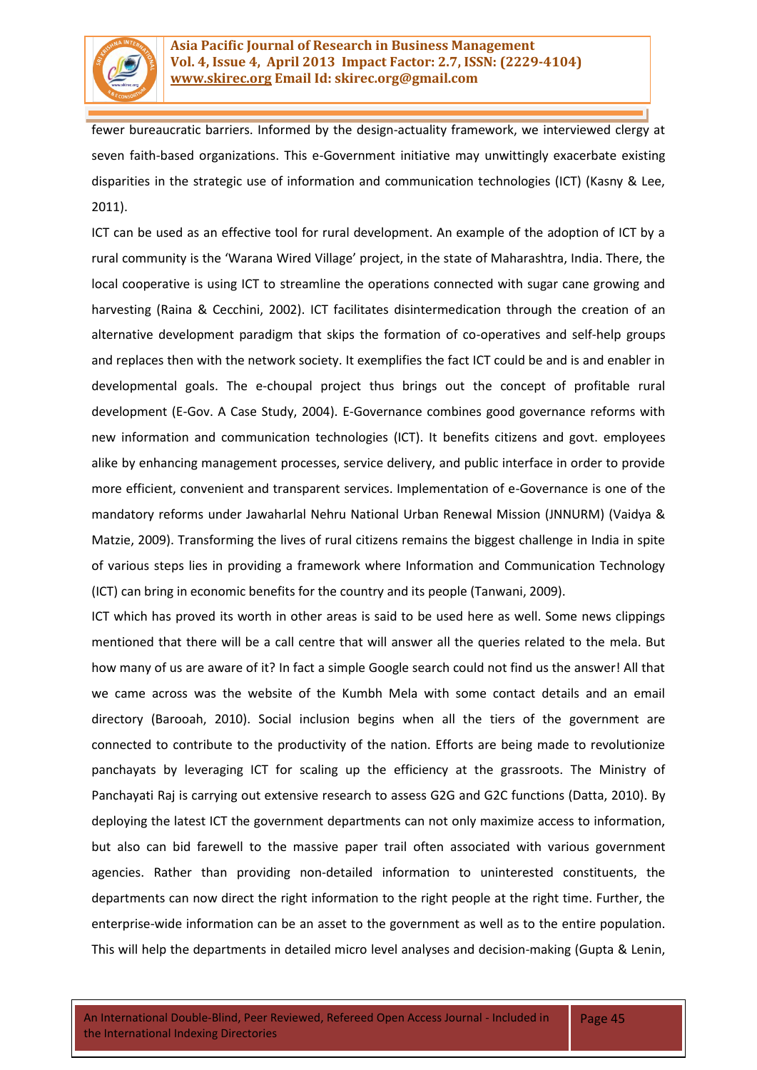fewer bureaucratic barriers. Informed by the design-actuality framework, we interviewed clergy at seven faith-based organizations. This e-Government initiative may unwittingly exacerbate existing disparities in the strategic use of information and communication technologies (ICT) (Kasny & Lee, 2011).

ICT can be used as an effective tool for rural development. An example of the adoption of ICT by a rural community is the 'Warana Wired Village' project, in the state of Maharashtra, India. There, the local cooperative is using ICT to streamline the operations connected with sugar cane growing and harvesting (Raina & Cecchini, 2002). ICT facilitates disintermedication through the creation of an alternative development paradigm that skips the formation of co-operatives and self-help groups and replaces then with the network society. It exemplifies the fact ICT could be and is and enabler in developmental goals. The e-choupal project thus brings out the concept of profitable rural development (E-Gov. A Case Study, 2004). E-Governance combines good governance reforms with new information and communication technologies (ICT). It benefits citizens and govt. employees alike by enhancing management processes, service delivery, and public interface in order to provide more efficient, convenient and transparent services. Implementation of e-Governance is one of the mandatory reforms under Jawaharlal Nehru National Urban Renewal Mission (JNNURM) (Vaidya & Matzie, 2009). Transforming the lives of rural citizens remains the biggest challenge in India in spite of various steps lies in providing a framework where Information and Communication Technology (ICT) can bring in economic benefits for the country and its people (Tanwani, 2009).

ICT which has proved its worth in other areas is said to be used here as well. Some news clippings mentioned that there will be a call centre that will answer all the queries related to the mela. But how many of us are aware of it? In fact a simple Google search could not find us the answer! All that we came across was the website of the Kumbh Mela with some contact details and an email directory (Barooah, 2010). Social inclusion begins when all the tiers of the government are connected to contribute to the productivity of the nation. Efforts are being made to revolutionize panchayats by leveraging ICT for scaling up the efficiency at the grassroots. The Ministry of Panchayati Raj is carrying out extensive research to assess G2G and G2C functions (Datta, 2010). By deploying the latest ICT the government departments can not only maximize access to information, but also can bid farewell to the massive paper trail often associated with various government agencies. Rather than providing non-detailed information to uninterested constituents, the departments can now direct the right information to the right people at the right time. Further, the enterprise-wide information can be an asset to the government as well as to the entire population. This will help the departments in detailed micro level analyses and decision-making (Gupta & Lenin,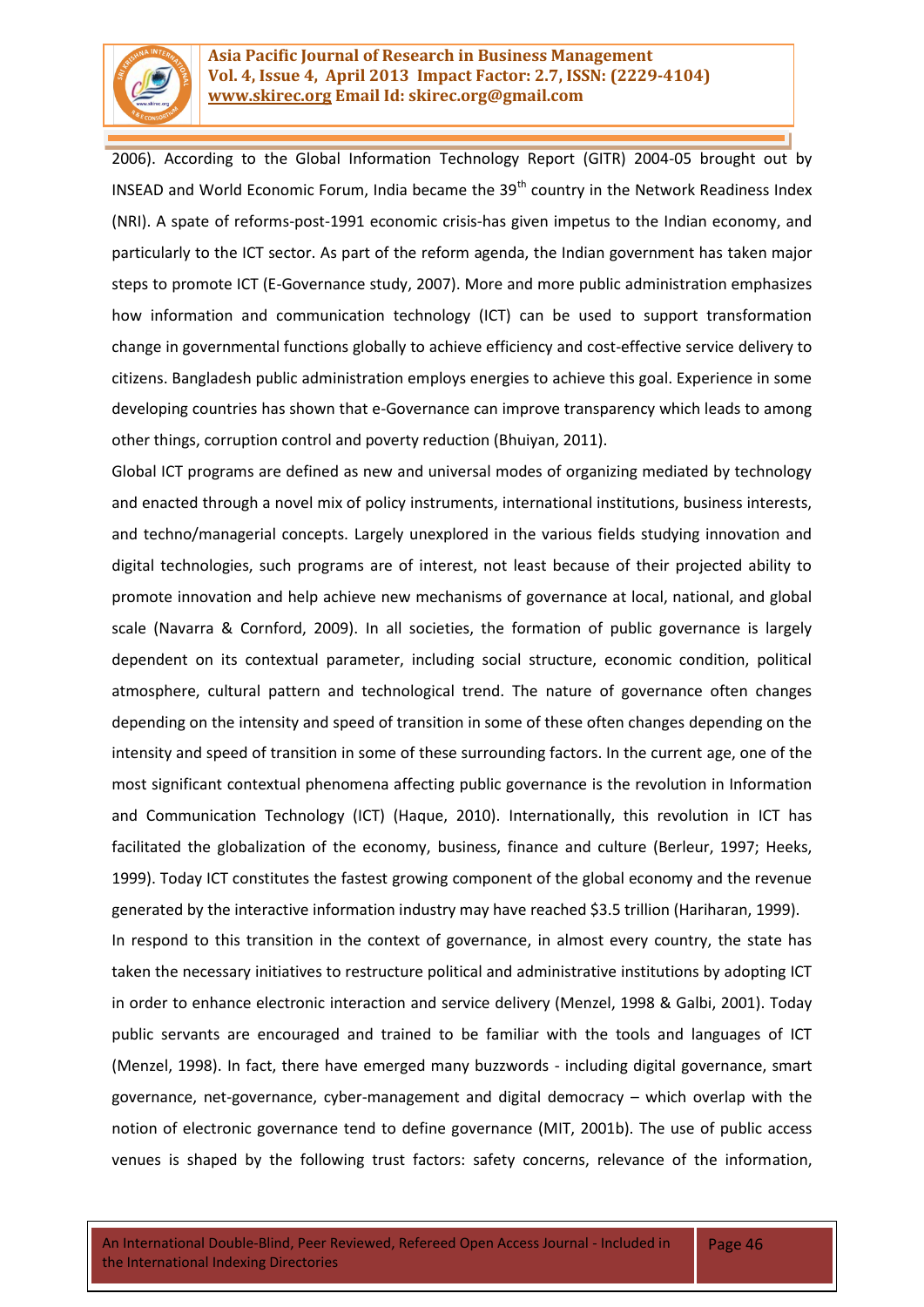2006). According to the Global Information Technology Report (GITR) 2004-05 brought out by INSEAD and World Economic Forum, India became the 39th country in the Network Readiness Index (NRI). A spate of reforms-post-1991 economic crisis-has given impetus to the Indian economy, and particularly to the ICT sector. As part of the reform agenda, the Indian government has taken major steps to promote ICT (E-Governance study, 2007). More and more public administration emphasizes how information and communication technology (ICT) can be used to support transformation change in governmental functions globally to achieve efficiency and cost-effective service delivery to citizens. Bangladesh public administration employs energies to achieve this goal. Experience in some developing countries has shown that e-Governance can improve transparency which leads to among other things, corruption control and poverty reduction (Bhuiyan, 2011).

Global ICT programs are defined as new and universal modes of organizing mediated by technology and enacted through a novel mix of policy instruments, international institutions, business interests, and techno/managerial concepts. Largely unexplored in the various fields studying innovation and digital technologies, such programs are of interest, not least because of their projected ability to promote innovation and help achieve new mechanisms of governance at local, national, and global scale (Navarra & Cornford, 2009). In all societies, the formation of public governance is largely dependent on its contextual parameter, including social structure, economic condition, political atmosphere, cultural pattern and technological trend. The nature of governance often changes depending on the intensity and speed of transition in some of these often changes depending on the intensity and speed of transition in some of these surrounding factors. In the current age, one of the most significant contextual phenomena affecting public governance is the revolution in Information and Communication Technology (ICT) (Haque, 2010). Internationally, this revolution in ICT has facilitated the globalization of the economy, business, finance and culture (Berleur, 1997; Heeks, 1999). Today ICT constitutes the fastest growing component of the global economy and the revenue generated by the interactive information industry may have reached $3.5 trillion (Hariharan, 1999).

In respond to this transition in the context of governance, in almost every country, the state has taken the necessary initiatives to restructure political and administrative institutions by adopting ICT in order to enhance electronic interaction and service delivery (Menzel, 1998 & Galbi, 2001). Today public servants are encouraged and trained to be familiar with the tools and languages of ICT (Menzel, 1998). In fact, there have emerged many buzzwords - including digital governance, smart governance, net-governance, cyber-management and digital democracy – which overlap with the notion of electronic governance tend to define governance (MIT, 2001b). The use of public access venues is shaped by the following trust factors: safety concerns, relevance of the information,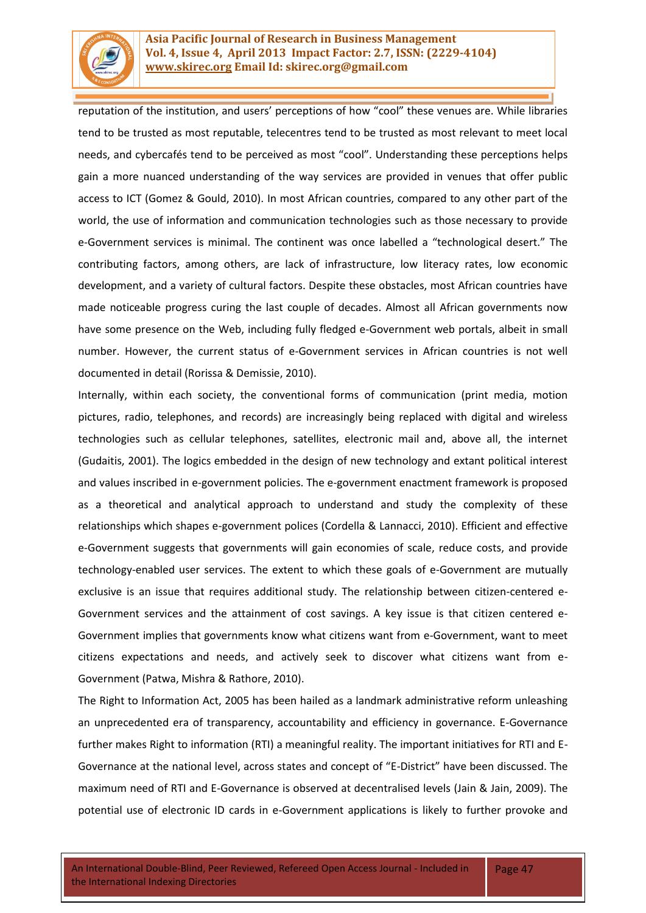reputation of the institution, and users' perceptions of how "cool" these venues are. While libraries tend to be trusted as most reputable, telecentres tend to be trusted as most relevant to meet local needs, and cybercafés tend to be perceived as most "cool". Understanding these perceptions helps gain a more nuanced understanding of the way services are provided in venues that offer public access to ICT (Gomez & Gould, 2010). In most African countries, compared to any other part of the world, the use of information and communication technologies such as those necessary to provide e-Government services is minimal. The continent was once labelled a "technological desert." The contributing factors, among others, are lack of infrastructure, low literacy rates, low economic development, and a variety of cultural factors. Despite these obstacles, most African countries have made noticeable progress curing the last couple of decades. Almost all African governments now have some presence on the Web, including fully fledged e-Government web portals, albeit in small number. However, the current status of e-Government services in African countries is not well documented in detail (Rorissa & Demissie, 2010).

Internally, within each society, the conventional forms of communication (print media, motion pictures, radio, telephones, and records) are increasingly being replaced with digital and wireless technologies such as cellular telephones, satellites, electronic mail and, above all, the internet (Gudaitis, 2001). The logics embedded in the design of new technology and extant political interest and values inscribed in e-government policies. The e-government enactment framework is proposed as a theoretical and analytical approach to understand and study the complexity of these relationships which shapes e-government polices (Cordella & Iannacci, 2010). Efficient and effective e-Government suggests that governments will gain economies of scale, reduce costs, and provide technology-enabled user services. The extent to which these goals of e-Government are mutually exclusive is an issue that requires additional study. The relationship between citizen-centered e-Government services and the attainment of cost savings. A key issue is that citizen centered e-Government implies that governments know what citizens want from e-Government, want to meet citizens expectations and needs, and actively seek to discover what citizens want from e-Government (Patwa, Mishra & Rathore, 2010).

The Right to Information Act, 2005 has been hailed as a landmark administrative reform unleashing an unprecedented era of transparency, accountability and efficiency in governance. E-Governance further makes Right to information (RTI) a meaningful reality. The important initiatives for RTI and E-Governance at the national level, across states and concept of "E-District" have been discussed. The maximum need of RTI and E-Governance is observed at decentralised levels (Jain & Jain, 2009). The potential use of electronic ID cards in e-Government applications is likely to further provoke and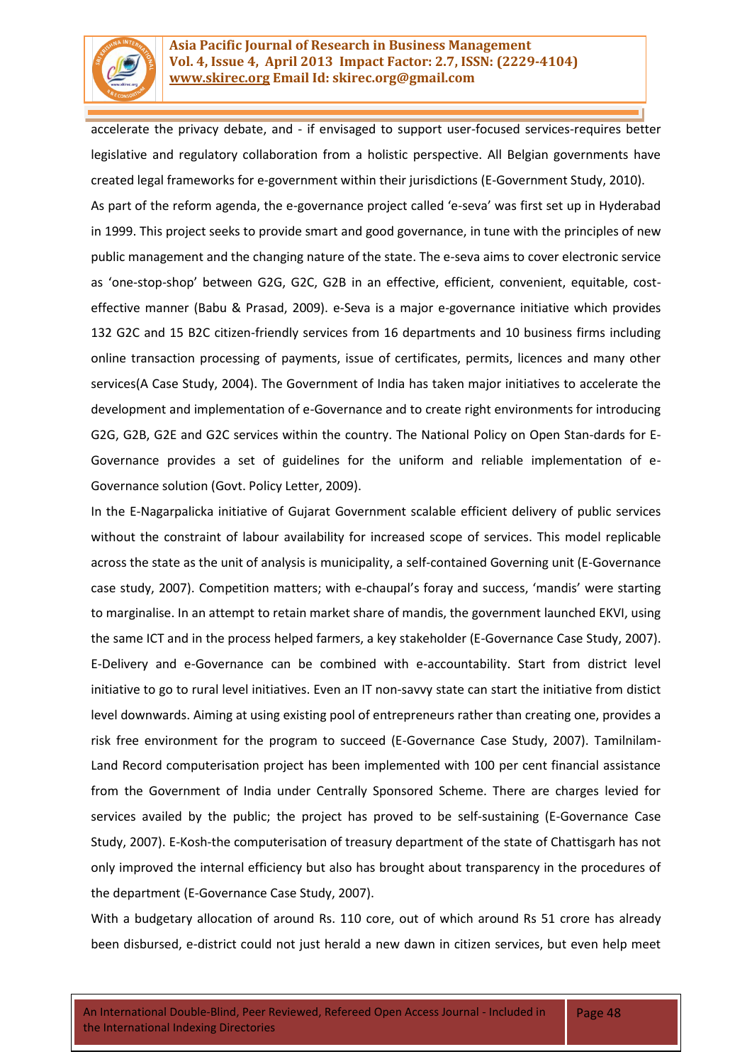accelerate the privacy debate, and - if envisaged to support user-focused services-requires better legislative and regulatory collaboration from a holistic perspective. All Belgian governments have created legal frameworks for e-government within their jurisdictions (E-Government Study, 2010).

As part of the reform agenda, the e-governance project called 'e-seva' was first set up in Hyderabad in 1999. This project seeks to provide smart and good governance, in tune with the principles of new public management and the changing nature of the state. The e-seva aims to cover electronic service as 'one-stop-shop' between G2G, G2C, G2B in an effective, efficient, convenient, equitable, cost-effective manner (Babu & Prasad, 2009). e-Seva is a major e-governance initiative which provides 132 G2C and 15 B2C citizen-friendly services from 16 departments and 10 business firms including online transaction processing of payments, issue of certificates, permits, licences and many other services(A Case Study, 2004). The Government of India has taken major initiatives to accelerate the development and implementation of e-Governance and to create right environments for introducing G2G, G2B, G2E and G2C services within the country. The National Policy on Open Stan-dards for E-Governance provides a set of guidelines for the uniform and reliable implementation of e-Governance solution (Govt. Policy Letter, 2009).

In the E-Nagarpalicka initiative of Gujarat Government scalable efficient delivery of public services without the constraint of labour availability for increased scope of services. This model replicable across the state as the unit of analysis is municipality, a self-contained Governing unit (E-Governance case study, 2007). Competition matters; with e-chaupal's foray and success, 'mandis' were starting to marginalise. In an attempt to retain market share of mandis, the government launched EKVI, using the same ICT and in the process helped farmers, a key stakeholder (E-Governance Case Study, 2007). E-Delivery and e-Governance can be combined with e-accountability. Start from district level initiative to go to rural level initiatives. Even an IT non-savvy state can start the initiative from distict level downwards. Aiming at using existing pool of entrepreneurs rather than creating one, provides a risk free environment for the program to succeed (E-Governance Case Study, 2007). Tamilnilam-Land Record computerisation project has been implemented with 100 per cent financial assistance from the Government of India under Centrally Sponsored Scheme. There are charges levied for services availed by the public; the project has proved to be self-sustaining (E-Governance Case Study, 2007). E-Kosh-the computerisation of treasury department of the state of Chattisgarh has not only improved the internal efficiency but also has brought about transparency in the procedures of the department (E-Governance Case Study, 2007).

With a budgetary allocation of around Rs. 110 core, out of which around Rs 51 crore has already been disbursed, e-district could not just herald a new dawn in citizen services, but even help meet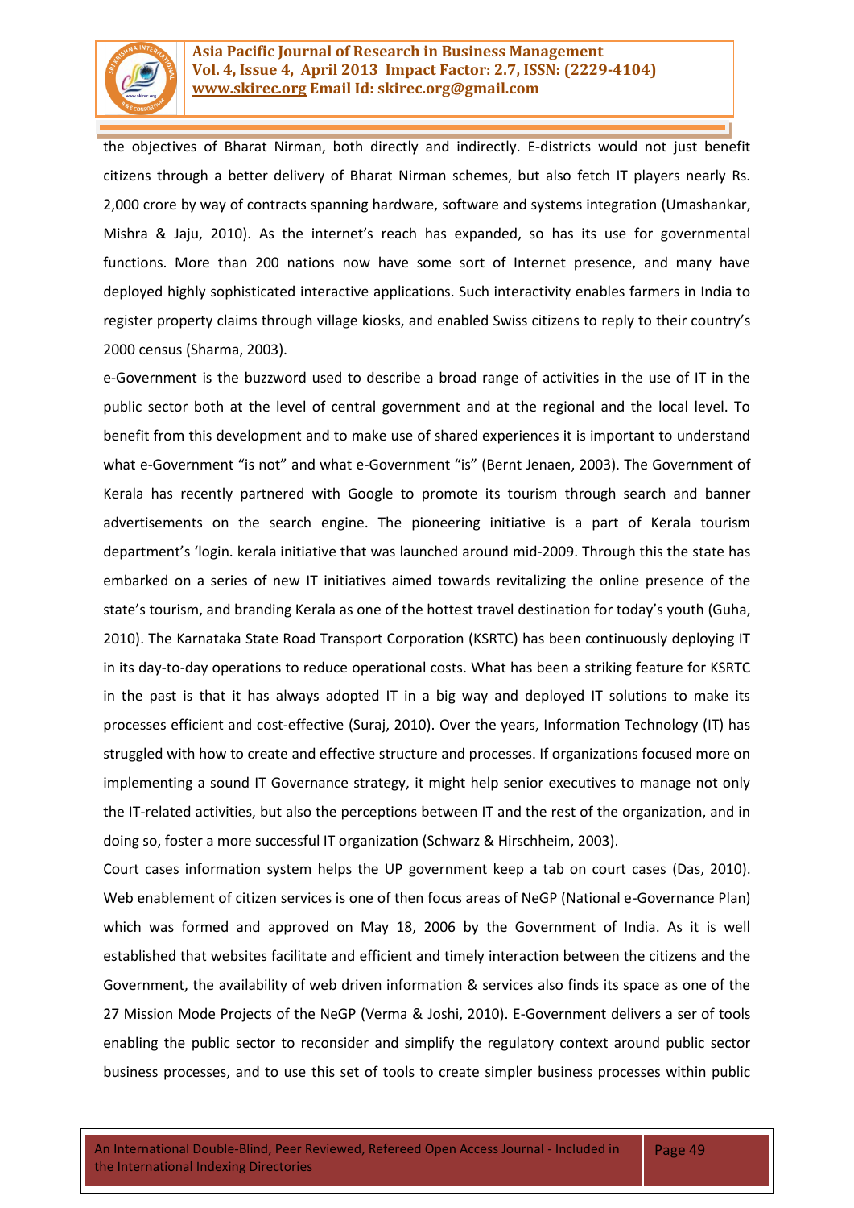the objectives of Bharat Nirman, both directly and indirectly. E-districts would not just benefit citizens through a better delivery of Bharat Nirman schemes, but also fetch IT players nearly Rs. 2,000 crore by way of contracts spanning hardware, software and systems integration (Umashankar, Mishra & Jaju, 2010). As the internet's reach has expanded, so has its use for governmental functions. More than 200 nations now have some sort of Internet presence, and many have deployed highly sophisticated interactive applications. Such interactivity enables farmers in India to register property claims through village kiosks, and enabled Swiss citizens to reply to their country's 2000 census (Sharma, 2003).

e-Government is the buzzword used to describe a broad range of activities in the use of IT in the public sector both at the level of central government and at the regional and the local level. To benefit from this development and to make use of shared experiences it is important to understand what e-Government "is not" and what e-Government "is" (Bernt Jenaen, 2003). The Government of Kerala has recently partnered with Google to promote its tourism through search and banner advertisements on the search engine. The pioneering initiative is a part of Kerala tourism department's 'login. kerala initiative that was launched around mid-2009. Through this the state has embarked on a series of new IT initiatives aimed towards revitalizing the online presence of the state's tourism, and branding Kerala as one of the hottest travel destination for today's youth (Guha, 2010). The Karnataka State Road Transport Corporation (KSRTC) has been continuously deploying IT in its day-to-day operations to reduce operational costs. What has been a striking feature for KSRTC in the past is that it has always adopted IT in a big way and deployed IT solutions to make its processes efficient and cost-effective (Suraj, 2010). Over the years, Information Technology (IT) has struggled with how to create and effective structure and processes. If organizations focused more on implementing a sound IT Governance strategy, it might help senior executives to manage not only the IT-related activities, but also the perceptions between IT and the rest of the organization, and in doing so, foster a more successful IT organization (Schwarz & Hirschheim, 2003).

Court cases information system helps the UP government keep a tab on court cases (Das, 2010). Web enablement of citizen services is one of then focus areas of NeGP (National e-Governance Plan) which was formed and approved on May 18, 2006 by the Government of India. As it is well established that websites facilitate and efficient and timely interaction between the citizens and the Government, the availability of web driven information & services also finds its space as one of the 27 Mission Mode Projects of the NeGP (Verma & Joshi, 2010). E-Government delivers a ser of tools enabling the public sector to reconsider and simplify the regulatory context around public sector business processes, and to use this set of tools to create simpler business processes within public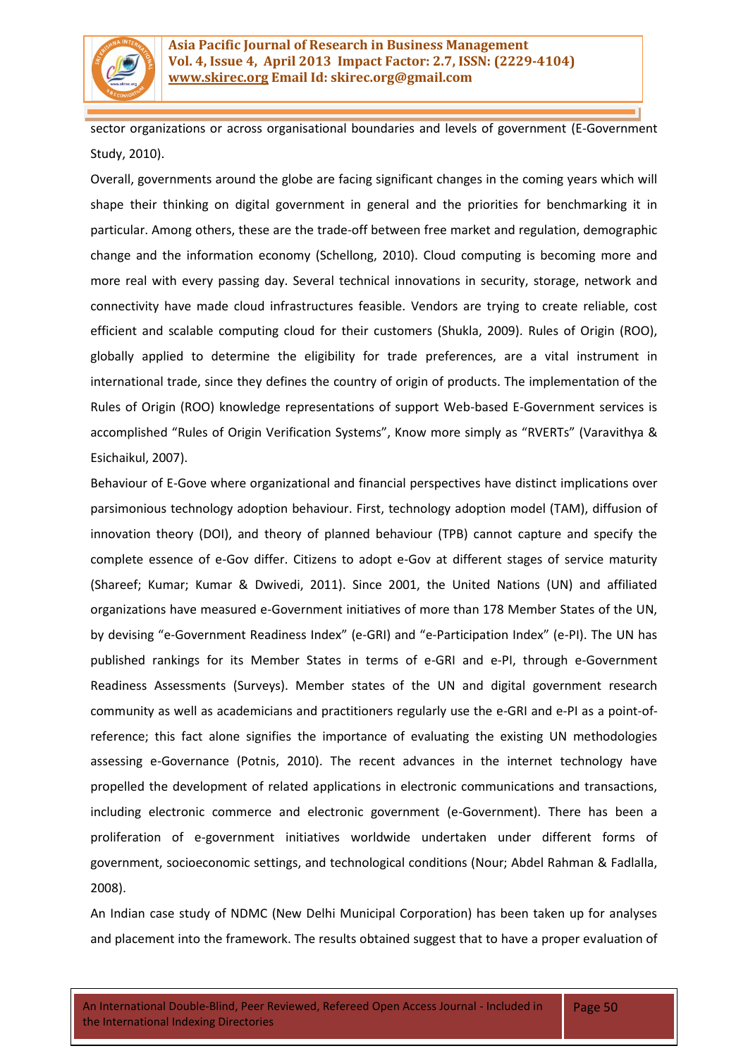sector organizations or across organisational boundaries and levels of government (E-Government Study, 2010).

Overall, governments around the globe are facing significant changes in the coming years which will shape their thinking on digital government in general and the priorities for benchmarking it in particular. Among others, these are the trade-off between free market and regulation, demographic change and the information economy (Schellong, 2010). Cloud computing is becoming more and more real with every passing day. Several technical innovations in security, storage, network and connectivity have made cloud infrastructures feasible. Vendors are trying to create reliable, cost efficient and scalable computing cloud for their customers (Shukla, 2009). Rules of Origin (ROO), globally applied to determine the eligibility for trade preferences, are a vital instrument in international trade, since they defines the country of origin of products. The implementation of the Rules of Origin (ROO) knowledge representations of support Web-based E-Government services is accomplished "Rules of Origin Verification Systems", Know more simply as "RVERTs" (Varavithya & Esichaikul, 2007).

Behaviour of E-Gove where organizational and financial perspectives have distinct implications over parsimonious technology adoption behaviour. First, technology adoption model (TAM), diffusion of innovation theory (DOI), and theory of planned behaviour (TPB) cannot capture and specify the complete essence of e-Gov differ. Citizens to adopt e-Gov at different stages of service maturity (Shareef; Kumar; Kumar & Dwivedi, 2011). Since 2001, the United Nations (UN) and affiliated organizations have measured e-Government initiatives of more than 178 Member States of the UN, by devising "e-Government Readiness Index" (e-GRI) and "e-Participation Index" (e-PI). The UN has published rankings for its Member States in terms of e-GRI and e-PI, through e-Government Readiness Assessments (Surveys). Member states of the UN and digital government research community as well as academicians and practitioners regularly use the e-GRI and e-PI as a point-of-reference; this fact alone signifies the importance of evaluating the existing UN methodologies assessing e-Governance (Potnis, 2010). The recent advances in the internet technology have propelled the development of related applications in electronic communications and transactions, including electronic commerce and electronic government (e-Government). There has been a proliferation of e-government initiatives worldwide undertaken under different forms of government, socioeconomic settings, and technological conditions (Nour; Abdel Rahman & Fadlalla, 2008).

An Indian case study of NDMC (New Delhi Municipal Corporation) has been taken up for analyses and placement into the framework. The results obtained suggest that to have a proper evaluation of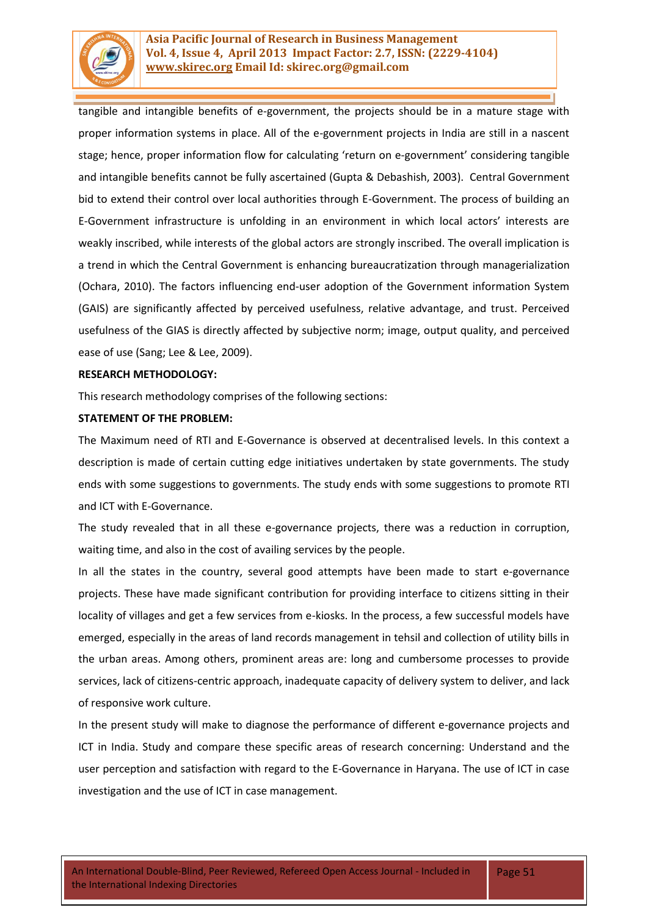tangible and intangible benefits of e-government, the projects should be in a mature stage with proper information systems in place. All of the e-government projects in India are still in a nascent stage; hence, proper information flow for calculating 'return on e-government' considering tangible and intangible benefits cannot be fully ascertained (Gupta & Debashish, 2003). Central Government bid to extend their control over local authorities through E-Government. The process of building an E-Government infrastructure is unfolding in an environment in which local actors' interests are weakly inscribed, while interests of the global actors are strongly inscribed. The overall implication is a trend in which the Central Government is enhancing bureaucratization through managerialization (Ochara, 2010). The factors influencing end-user adoption of the Government information System (GAIS) are significantly affected by perceived usefulness, relative advantage, and trust. Perceived usefulness of the GIAS is directly affected by subjective norm; image, output quality, and perceived ease of use (Sang; Lee & Lee, 2009).

**RESEARCH METHODOLOGY:**

This research methodology comprises of the following sections:

**STATEMENT OF THE PROBLEM:**

The Maximum need of RTI and E-Governance is observed at decentralised levels. In this context a description is made of certain cutting edge initiatives undertaken by state governments. The study ends with some suggestions to governments. The study ends with some suggestions to promote RTI and ICT with E-Governance.

The study revealed that in all these e-governance projects, there was a reduction in corruption, waiting time, and also in the cost of availing services by the people.

In all the states in the country, several good attempts have been made to start e-governance projects. These have made significant contribution for providing interface to citizens sitting in their locality of villages and get a few services from e-kiosks. In the process, a few successful models have emerged, especially in the areas of land records management in tehsil and collection of utility bills in the urban areas. Among others, prominent areas are: long and cumbersome processes to provide services, lack of citizens-centric approach, inadequate capacity of delivery system to deliver, and lack of responsive work culture.

In the present study will make to diagnose the performance of different e-governance projects and ICT in India. Study and compare these specific areas of research concerning: Understand and the user perception and satisfaction with regard to the E-Governance in Haryana. The use of ICT in case investigation and the use of ICT in case management.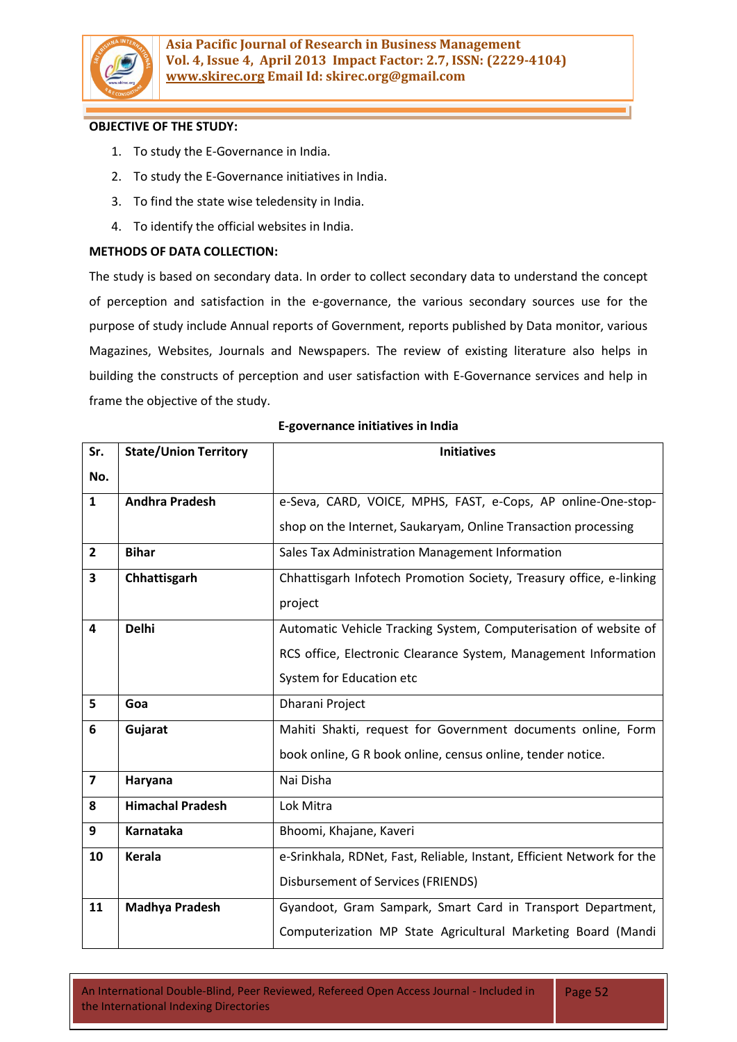**OBJECTIVE OF THE STUDY:**

1. To study the E-Governance in India.
2. To study the E-Governance initiatives in India.
3. To find the state wise teledensity in India.
4. To identify the official websites in India.

**METHODS OF DATA COLLECTION:**

The study is based on secondary data. In order to collect secondary data to understand the concept of perception and satisfaction in the e-governance, the various secondary sources use for the purpose of study include Annual reports of Government, reports published by Data monitor, various Magazines, Websites, Journals and Newspapers. The review of existing literature also helps in building the constructs of perception and user satisfaction with E-Governance services and help in frame the objective of the study.

**E-governance initiatives in India**

| Sr. No. | State/Union Territory | Initiatives |
|---|---|---|
| **1** | **Andhra Pradesh** | e-Seva, CARD, VOICE, MPHS, FAST, e-Cops, AP online-One-stop-shop on the Internet, Saukaryam, Online Transaction processing |
| **2** | **Bihar** | Sales Tax Administration Management Information |
| **3** | **Chhattisgarh** | Chhattisgarh Infotech Promotion Society, Treasury office, e-linking project |
| **4** | **Delhi** | Automatic Vehicle Tracking System, Computerisation of website of RCS office, Electronic Clearance System, Management Information System for Education etc |
| **5** | **Goa** | Dharani Project |
| **6** | **Gujarat** | Mahiti Shakti, request for Government documents online, Form book online, G R book online, census online, tender notice. |
| **7** | **Haryana** | Nai Disha |
| **8** | **Himachal Pradesh** | Lok Mitra |
| **9** | **Karnataka** | Bhoomi, Khajane, Kaveri |
| **10** | **Kerala** | e-Srinkhala, RDNet, Fast, Reliable, Instant, Efficient Network for the Disbursement of Services (FRIENDS) |
| **11** | **Madhya Pradesh** | Gyandoot, Gram Sampark, Smart Card in Transport Department, Computerization MP State Agricultural Marketing Board (Mandi |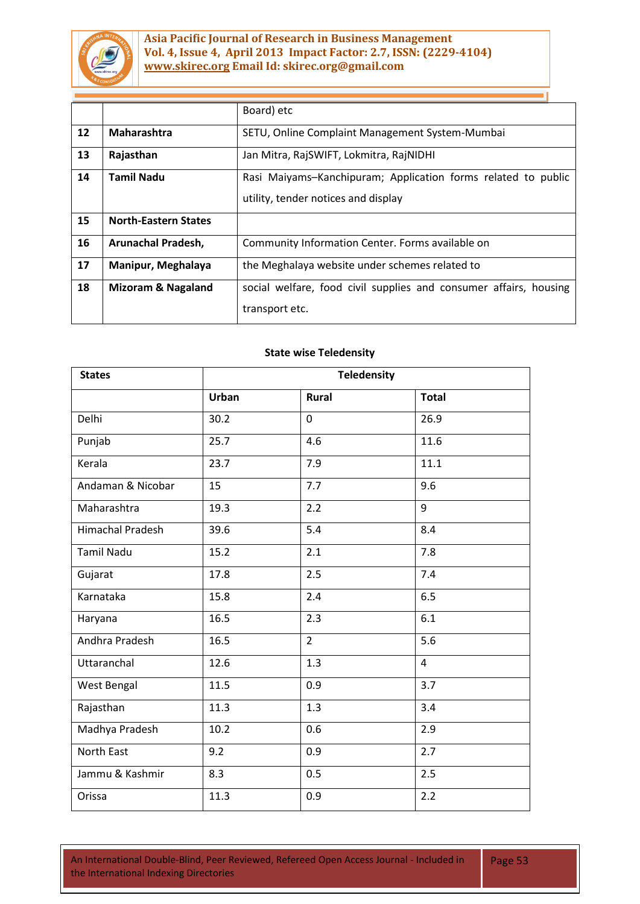| | | |
|---|---|---|
| | | Board) etc |
| **12** | **Maharashtra** | SETU, Online Complaint Management System-Mumbai |
| **13** | **Rajasthan** | Jan Mitra, RajSWIFT, Lokmitra, RajNIDHI |
| **14** | **Tamil Nadu** | Rasi Maiyams–Kanchipuram; Application forms related to public utility, tender notices and display |
| **15** | **North-Eastern States** | |
| **16** | **Arunachal Pradesh,** | Community Information Center. Forms available on |
| **17** | **Manipur, Meghalaya** | the Meghalaya website under schemes related to |
| **18** | **Mizoram & Nagaland** | social welfare, food civil supplies and consumer affairs, housing transport etc. |

**State wise Teledensity**

| **States** | **Teledensity** | | |
|---|---|---|---|
| | **Urban** | **Rural** | **Total** |
| Delhi | 30.2 | 0 | 26.9 |
| Punjab | 25.7 | 4.6 | 11.6 |
| Kerala | 23.7 | 7.9 | 11.1 |
| Andaman & Nicobar | 15 | 7.7 | 9.6 |
| Maharashtra | 19.3 | 2.2 | 9 |
| Himachal Pradesh | 39.6 | 5.4 | 8.4 |
| Tamil Nadu | 15.2 | 2.1 | 7.8 |
| Gujarat | 17.8 | 2.5 | 7.4 |
| Karnataka | 15.8 | 2.4 | 6.5 |
| Haryana | 16.5 | 2.3 | 6.1 |
| Andhra Pradesh | 16.5 | 2 | 5.6 |
| Uttaranchal | 12.6 | 1.3 | 4 |
| West Bengal | 11.5 | 0.9 | 3.7 |
| Rajasthan | 11.3 | 1.3 | 3.4 |
| Madhya Pradesh | 10.2 | 0.6 | 2.9 |
| North East | 9.2 | 0.9 | 2.7 |
| Jammu & Kashmir | 8.3 | 0.5 | 2.5 |
| Orissa | 11.3 | 0.9 | 2.2 |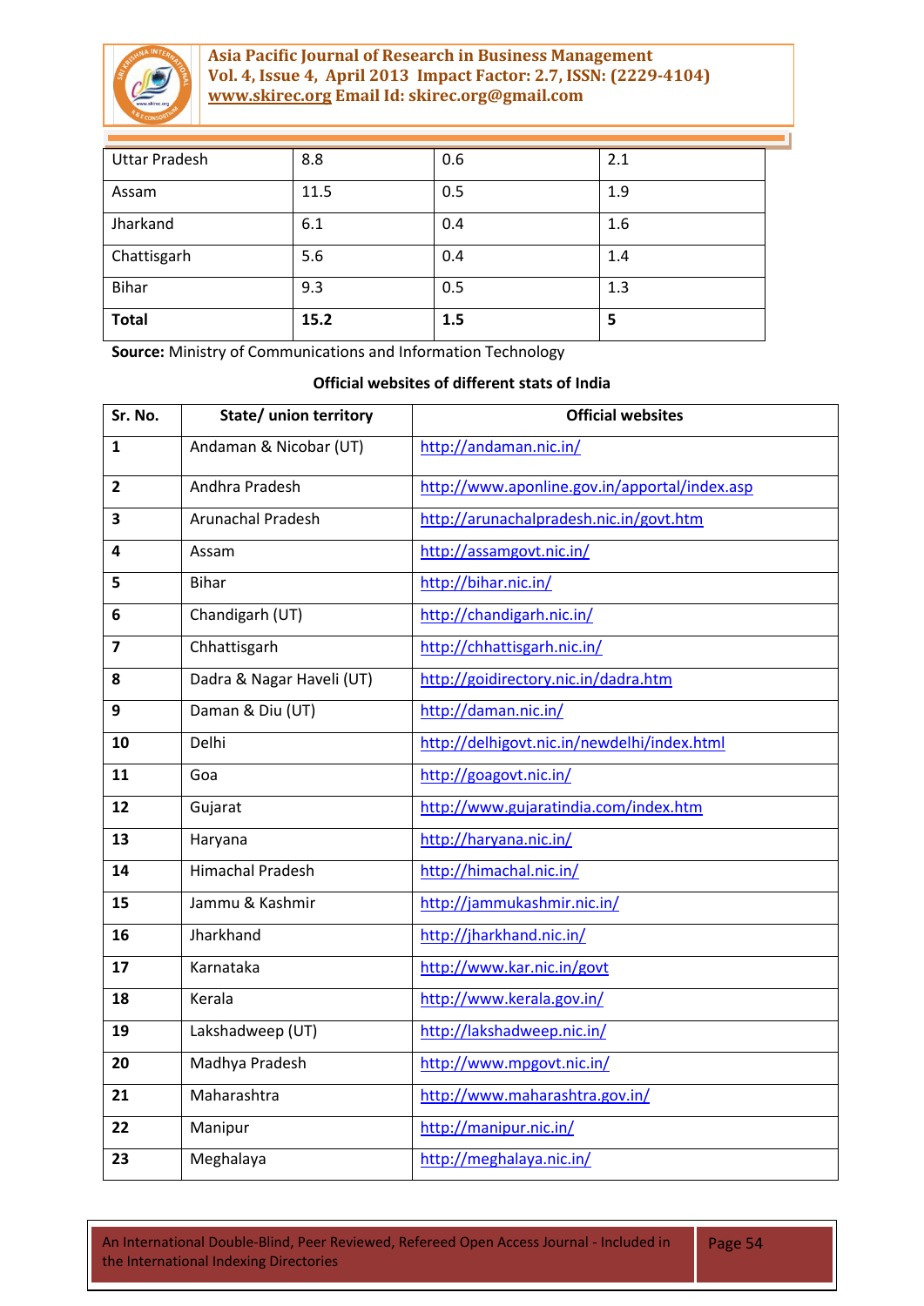| | | | |
|---|---|---|---|
| Uttar Pradesh | 8.8 | 0.6 | 2.1 |
| Assam | 11.5 | 0.5 | 1.9 |
| Jharkand | 6.1 | 0.4 | 1.6 |
| Chattisgarh | 5.6 | 0.4 | 1.4 |
| Bihar | 9.3 | 0.5 | 1.3 |
| **Total** | **15.2** | **1.5** | **5** |

**Source:** Ministry of Communications and Information Technology

**Official websites of different stats of India**

| Sr. No. | State/ union territory | Official websites |
|---|---|---|
| **1** | Andaman & Nicobar (UT) | http://andaman.nic.in/ |
| **2** | Andhra Pradesh | http://www.aponline.gov.in/apportal/index.asp |
| **3** | Arunachal Pradesh | http://arunachalpradesh.nic.in/govt.htm |
| **4** | Assam | http://assamgovt.nic.in/ |
| **5** | Bihar | http://bihar.nic.in/ |
| **6** | Chandigarh (UT) | http://chandigarh.nic.in/ |
| **7** | Chhattisgarh | http://chhattisgarh.nic.in/ |
| **8** | Dadra & Nagar Haveli (UT) | http://goidirectory.nic.in/dadra.htm |
| **9** | Daman & Diu (UT) | http://daman.nic.in/ |
| **10** | Delhi | http://delhigovt.nic.in/newdelhi/index.html |
| **11** | Goa | http://goagovt.nic.in/ |
| **12** | Gujarat | http://www.gujaratindia.com/index.htm |
| **13** | Haryana | http://haryana.nic.in/ |
| **14** | Himachal Pradesh | http://himachal.nic.in/ |
| **15** | Jammu & Kashmir | http://jammukashmir.nic.in/ |
| **16** | Jharkhand | http://jharkhand.nic.in/ |
| **17** | Karnataka | http://www.kar.nic.in/govt |
| **18** | Kerala | http://www.kerala.gov.in/ |
| **19** | Lakshadweep (UT) | http://lakshadweep.nic.in/ |
| **20** | Madhya Pradesh | http://www.mpgovt.nic.in/ |
| **21** | Maharashtra | http://www.maharashtra.gov.in/ |
| **22** | Manipur | http://manipur.nic.in/ |
| **23** | Meghalaya | http://meghalaya.nic.in/ |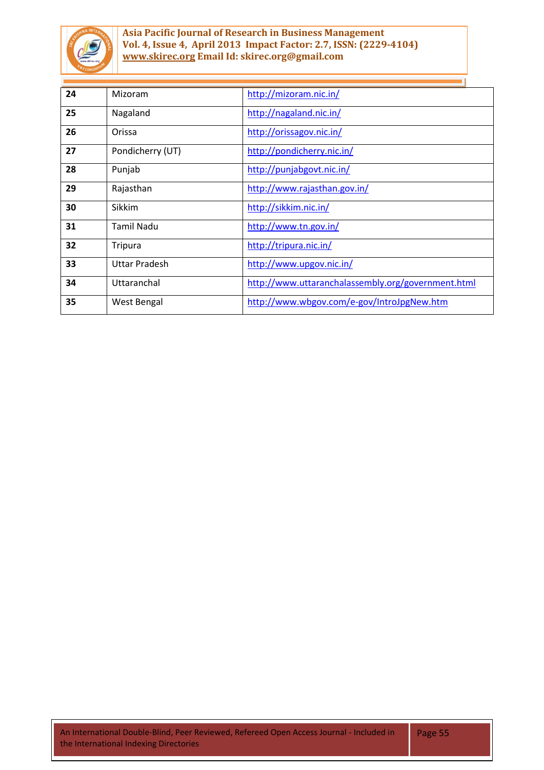| | | |
|---|---|---|
| **24** | Mizoram | http://mizoram.nic.in/ |
| **25** | Nagaland | http://nagaland.nic.in/ |
| **26** | Orissa | http://orissagov.nic.in/ |
| **27** | Pondicherry (UT) | http://pondicherry.nic.in/ |
| **28** | Punjab | http://punjabgovt.nic.in/ |
| **29** | Rajasthan | http://www.rajasthan.gov.in/ |
| **30** | Sikkim | http://sikkim.nic.in/ |
| **31** | Tamil Nadu | http://www.tn.gov.in/ |
| **32** | Tripura | http://tripura.nic.in/ |
| **33** | Uttar Pradesh | http://www.upgov.nic.in/ |
| **34** | Uttaranchal | http://www.uttaranchalassembly.org/government.html |
| **35** | West Bengal | http://www.wbgov.com/e-gov/IntroJpgNew.htm |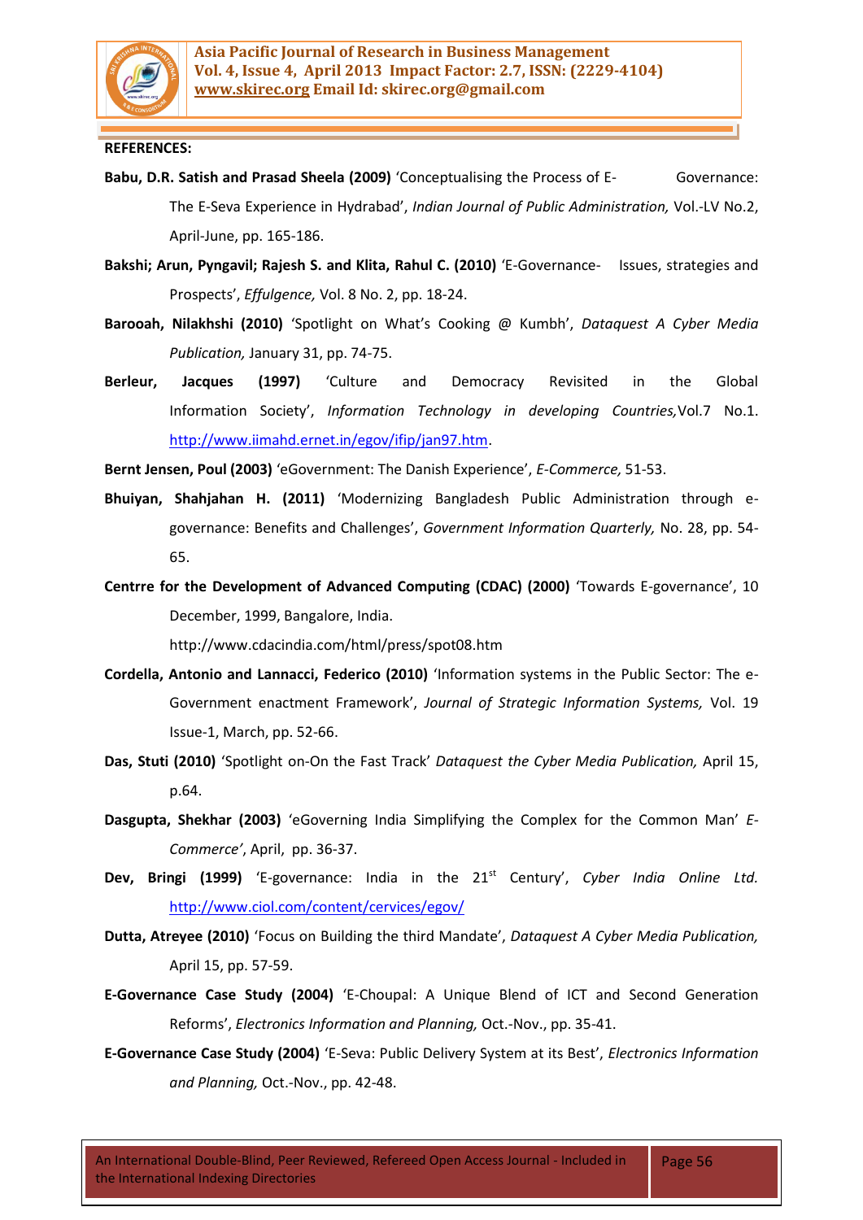**REFERENCES:**

**Babu, D.R. Satish and Prasad Sheela (2009)** 'Conceptualising the Process of E- Governance: The E-Seva Experience in Hydrabad', *Indian Journal of Public Administration,* Vol.-LV No.2, April-June, pp. 165-186.

**Bakshi; Arun, Pyngavil; Rajesh S. and Klita, Rahul C. (2010)** 'E-Governance- Issues, strategies and Prospects', *Effulgence,* Vol. 8 No. 2, pp. 18-24.

**Barooah, Nilakhshi (2010)** 'Spotlight on What's Cooking @ Kumbh', *Dataquest A Cyber Media Publication,* January 31, pp. 74-75.

**Berleur, Jacques (1997)** 'Culture and Democracy Revisited in the Global Information Society', *Information Technology in developing Countries,*Vol.7 No.1. http://www.iimahd.ernet.in/egov/ifip/jan97.htm.

**Bernt Jensen, Poul (2003)** 'eGovernment: The Danish Experience', *E-Commerce,* 51-53.

**Bhuiyan, Shahjahan H. (2011)** 'Modernizing Bangladesh Public Administration through e-governance: Benefits and Challenges', *Government Information Quarterly,* No. 28, pp. 54-65.

**Centrre for the Development of Advanced Computing (CDAC) (2000)** 'Towards E-governance', 10 December, 1999, Bangalore, India.

http://www.cdacindia.com/html/press/spot08.htm

**Cordella, Antonio and Lannacci, Federico (2010)** 'Information systems in the Public Sector: The e-Government enactment Framework', *Journal of Strategic Information Systems,* Vol. 19 Issue-1, March, pp. 52-66.

**Das, Stuti (2010)** 'Spotlight on-On the Fast Track' *Dataquest the Cyber Media Publication,* April 15, p.64.

**Dasgupta, Shekhar (2003)** 'eGoverning India Simplifying the Complex for the Common Man' *E-Commerce'*, April, pp. 36-37.

**Dev, Bringi (1999)** 'E-governance: India in the 21st Century', *Cyber India Online Ltd.* http://www.ciol.com/content/cervices/egov/

**Dutta, Atreyee (2010)** 'Focus on Building the third Mandate', *Dataquest A Cyber Media Publication,* April 15, pp. 57-59.

**E-Governance Case Study (2004)** 'E-Choupal: A Unique Blend of ICT and Second Generation Reforms', *Electronics Information and Planning,* Oct.-Nov., pp. 35-41.

**E-Governance Case Study (2004)** 'E-Seva: Public Delivery System at its Best', *Electronics Information and Planning,* Oct.-Nov., pp. 42-48.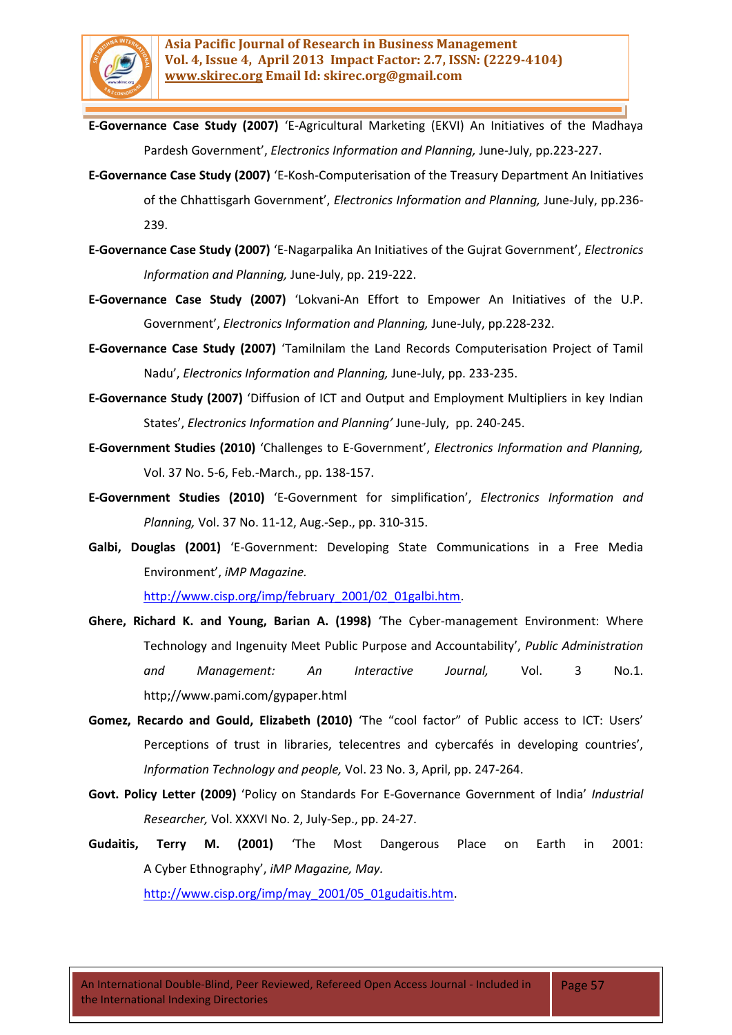**E-Governance Case Study (2007)** 'E-Agricultural Marketing (EKVI) An Initiatives of the Madhaya Pardesh Government', *Electronics Information and Planning,* June-July, pp.223-227.

**E-Governance Case Study (2007)** 'E-Kosh-Computerisation of the Treasury Department An Initiatives of the Chhattisgarh Government', *Electronics Information and Planning,* June-July, pp.236-239.

**E-Governance Case Study (2007)** 'E-Nagarpalika An Initiatives of the Gujrat Government', *Electronics Information and Planning,* June-July, pp. 219-222.

**E-Governance Case Study (2007)** 'Lokvani-An Effort to Empower An Initiatives of the U.P. Government', *Electronics Information and Planning,* June-July, pp.228-232.

**E-Governance Case Study (2007)** 'Tamilnilam the Land Records Computerisation Project of Tamil Nadu', *Electronics Information and Planning,* June-July, pp. 233-235.

**E-Governance Study (2007)** 'Diffusion of ICT and Output and Employment Multipliers in key Indian States', *Electronics Information and Planning'* June-July, pp. 240-245.

**E-Government Studies (2010)** 'Challenges to E-Government', *Electronics Information and Planning,* Vol. 37 No. 5-6, Feb.-March., pp. 138-157.

**E-Government Studies (2010)** 'E-Government for simplification', *Electronics Information and Planning,* Vol. 37 No. 11-12, Aug.-Sep., pp. 310-315.

**Galbi, Douglas (2001)** 'E-Government: Developing State Communications in a Free Media Environment', *iMP Magazine.* http://www.cisp.org/imp/february_2001/02_01galbi.htm.

**Ghere, Richard K. and Young, Barian A. (1998)** 'The Cyber-management Environment: Where Technology and Ingenuity Meet Public Purpose and Accountability', *Public Administration and Management: An Interactive Journal,* Vol. 3 No.1. http;//www.pami.com/gypaper.html

**Gomez, Recardo and Gould, Elizabeth (2010)** 'The "cool factor" of Public access to ICT: Users' Perceptions of trust in libraries, telecentres and cybercafés in developing countries', *Information Technology and people,* Vol. 23 No. 3, April, pp. 247-264.

**Govt. Policy Letter (2009)** 'Policy on Standards For E-Governance Government of India' *Industrial Researcher,* Vol. XXXVI No. 2, July-Sep., pp. 24-27.

**Gudaitis, Terry M. (2001)** 'The Most Dangerous Place on Earth in 2001: A Cyber Ethnography', *iMP Magazine, May.* http://www.cisp.org/imp/may_2001/05_01gudaitis.htm.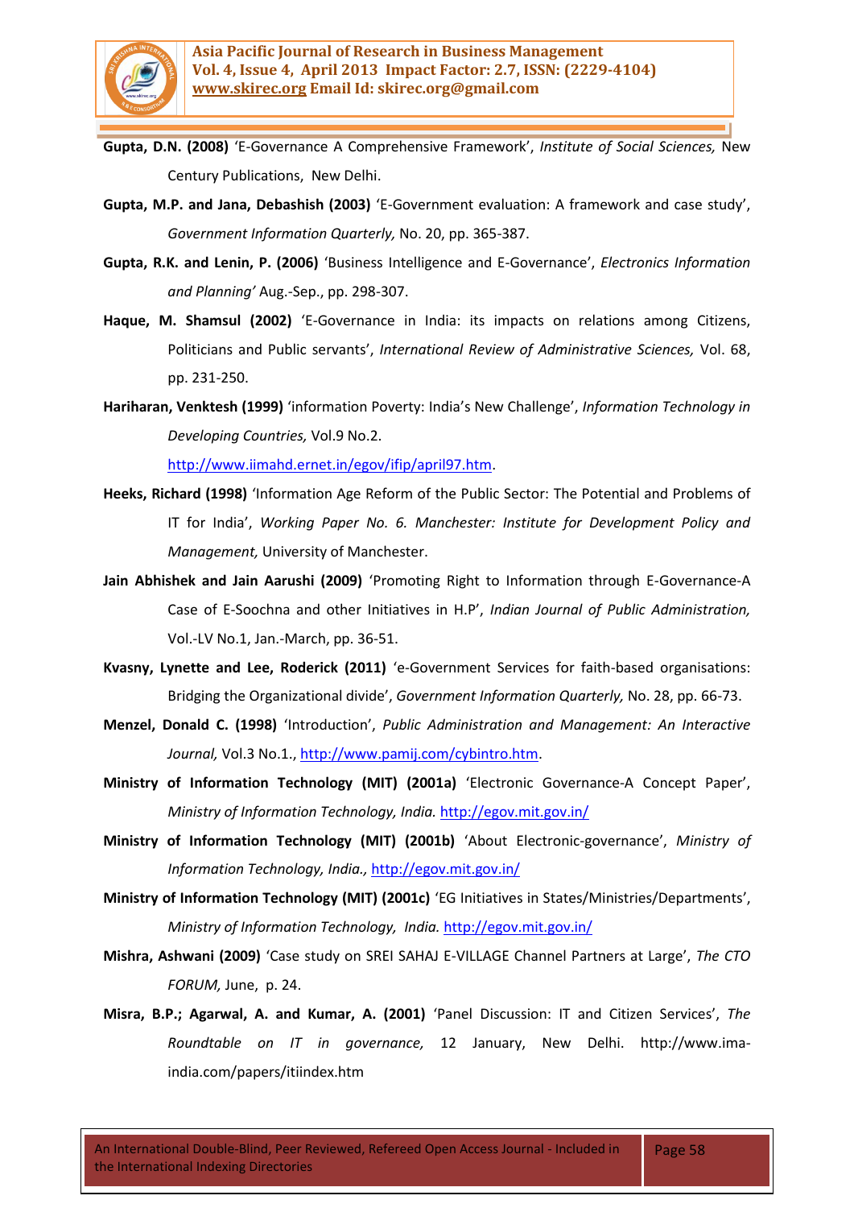**Gupta, D.N. (2008)** 'E-Governance A Comprehensive Framework', *Institute of Social Sciences,* New Century Publications, New Delhi.

**Gupta, M.P. and Jana, Debashish (2003)** 'E-Government evaluation: A framework and case study', *Government Information Quarterly,* No. 20, pp. 365-387.

**Gupta, R.K. and Lenin, P. (2006)** 'Business Intelligence and E-Governance', *Electronics Information and Planning'* Aug.-Sep., pp. 298-307.

**Haque, M. Shamsul (2002)** 'E-Governance in India: its impacts on relations among Citizens, Politicians and Public servants', *International Review of Administrative Sciences,* Vol. 68, pp. 231-250.

**Hariharan, Venktesh (1999)** 'information Poverty: India's New Challenge', *Information Technology in Developing Countries,* Vol.9 No.2. http://www.iimahd.ernet.in/egov/ifip/april97.htm.

**Heeks, Richard (1998)** 'Information Age Reform of the Public Sector: The Potential and Problems of IT for India', *Working Paper No. 6. Manchester: Institute for Development Policy and Management,* University of Manchester.

**Jain Abhishek and Jain Aarushi (2009)** 'Promoting Right to Information through E-Governance-A Case of E-Soochna and other Initiatives in H.P', *Indian Journal of Public Administration,* Vol.-LV No.1, Jan.-March, pp. 36-51.

**Kvasny, Lynette and Lee, Roderick (2011)** 'e-Government Services for faith-based organisations: Bridging the Organizational divide', *Government Information Quarterly,* No. 28, pp. 66-73.

**Menzel, Donald C. (1998)** 'Introduction', *Public Administration and Management: An Interactive Journal,* Vol.3 No.1., http://www.pamij.com/cybintro.htm.

**Ministry of Information Technology (MIT) (2001a)** 'Electronic Governance-A Concept Paper', *Ministry of Information Technology, India.* http://egov.mit.gov.in/

**Ministry of Information Technology (MIT) (2001b)** 'About Electronic-governance', *Ministry of Information Technology, India.,* http://egov.mit.gov.in/

**Ministry of Information Technology (MIT) (2001c)** 'EG Initiatives in States/Ministries/Departments', *Ministry of Information Technology, India.* http://egov.mit.gov.in/

**Mishra, Ashwani (2009)** 'Case study on SREI SAHAJ E-VILLAGE Channel Partners at Large', *The CTO FORUM,* June, p. 24.

**Misra, B.P.; Agarwal, A. and Kumar, A. (2001)** 'Panel Discussion: IT and Citizen Services', *The Roundtable on IT in governance,* 12 January, New Delhi. http://www.ima-india.com/papers/itiindex.htm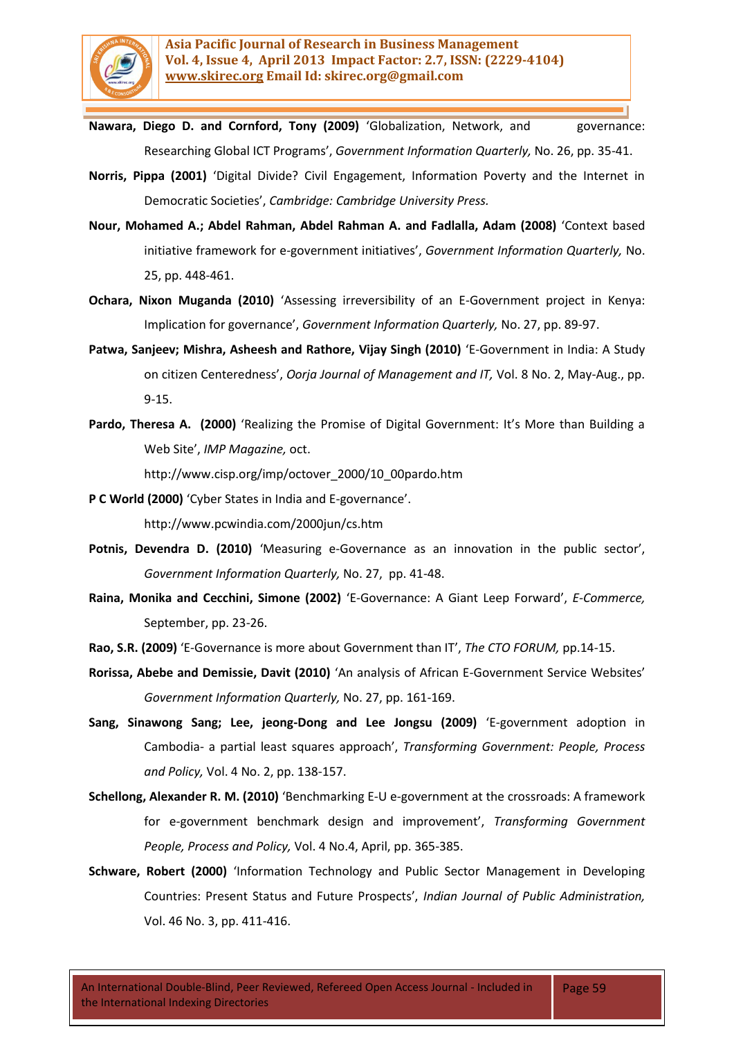**Nawara, Diego D. and Cornford, Tony (2009)** 'Globalization, Network, and governance: Researching Global ICT Programs', *Government Information Quarterly,* No. 26, pp. 35-41.

**Norris, Pippa (2001)** 'Digital Divide? Civil Engagement, Information Poverty and the Internet in Democratic Societies', *Cambridge: Cambridge University Press.*

**Nour, Mohamed A.; Abdel Rahman, Abdel Rahman A. and Fadlalla, Adam (2008)** 'Context based initiative framework for e-government initiatives', *Government Information Quarterly,* No. 25, pp. 448-461.

**Ochara, Nixon Muganda (2010)** 'Assessing irreversibility of an E-Government project in Kenya: Implication for governance', *Government Information Quarterly,* No. 27, pp. 89-97.

**Patwa, Sanjeev; Mishra, Asheesh and Rathore, Vijay Singh (2010)** 'E-Government in India: A Study on citizen Centeredness', *Oorja Journal of Management and IT,* Vol. 8 No. 2, May-Aug., pp. 9-15.

**Pardo, Theresa A. (2000)** 'Realizing the Promise of Digital Government: It's More than Building a Web Site', *IMP Magazine,* oct. http://www.cisp.org/imp/octover_2000/10_00pardo.htm

**P C World (2000)** 'Cyber States in India and E-governance'. http://www.pcwindia.com/2000jun/cs.htm

**Potnis, Devendra D. (2010)** 'Measuring e-Governance as an innovation in the public sector', *Government Information Quarterly,* No. 27, pp. 41-48.

**Raina, Monika and Cecchini, Simone (2002)** 'E-Governance: A Giant Leep Forward', *E-Commerce,* September, pp. 23-26.

**Rao, S.R. (2009)** 'E-Governance is more about Government than IT', *The CTO FORUM,* pp.14-15.

**Rorissa, Abebe and Demissie, Davit (2010)** 'An analysis of African E-Government Service Websites' *Government Information Quarterly,* No. 27, pp. 161-169.

**Sang, Sinawong Sang; Lee, jeong-Dong and Lee Jongsu (2009)** 'E-government adoption in Cambodia- a partial least squares approach', *Transforming Government: People, Process and Policy,* Vol. 4 No. 2, pp. 138-157.

**Schellong, Alexander R. M. (2010)** 'Benchmarking E-U e-government at the crossroads: A framework for e-government benchmark design and improvement', *Transforming Government People, Process and Policy,* Vol. 4 No.4, April, pp. 365-385.

**Schware, Robert (2000)** 'Information Technology and Public Sector Management in Developing Countries: Present Status and Future Prospects', *Indian Journal of Public Administration,* Vol. 46 No. 3, pp. 411-416.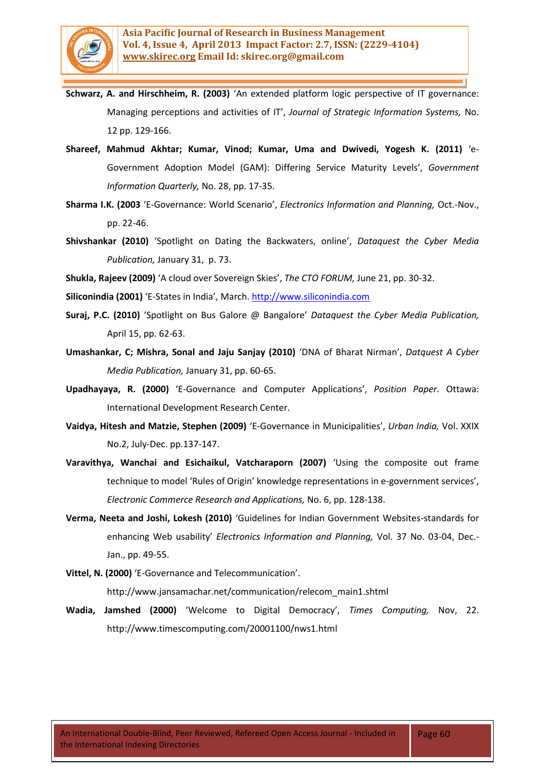**Schwarz, A. and Hirschheim, R. (2003)** 'An extended platform logic perspective of IT governance: Managing perceptions and activities of IT', *Journal of Strategic Information Systems,* No. 12 pp. 129-166.

**Shareef, Mahmud Akhtar; Kumar, Vinod; Kumar, Uma and Dwivedi, Yogesh K. (2011)** 'e-Government Adoption Model (GAM): Differing Service Maturity Levels', *Government Information Quarterly,* No. 28, pp. 17-35.

**Sharma I.K. (2003** 'E-Governance: World Scenario', *Electronics Information and Planning,* Oct.-Nov., pp. 22-46.

**Shivshankar (2010)** 'Spotlight on Dating the Backwaters, online', *Dataquest the Cyber Media Publication,* January 31, p. 73.

**Shukla, Rajeev (2009)** 'A cloud over Sovereign Skies', *The CTO FORUM,* June 21, pp. 30-32.

**Siliconindia (2001)** 'E-States in India', March. http://www.siliconindia.com

**Suraj, P.C. (2010)** 'Spotlight on Bus Galore @ Bangalore' *Dataquest the Cyber Media Publication,* April 15, pp. 62-63.

**Umashankar, C; Mishra, Sonal and Jaju Sanjay (2010)** 'DNA of Bharat Nirman', *Datquest A Cyber Media Publication,* January 31, pp. 60-65.

**Upadhayaya, R. (2000)** 'E-Governance and Computer Applications', *Position Paper.* Ottawa: International Development Research Center.

**Vaidya, Hitesh and Matzie, Stephen (2009)** 'E-Governance in Municipalities', *Urban India,* Vol. XXIX No.2, July-Dec. pp.137-147.

**Varavithya, Wanchai and Esichaikul, Vatcharaporn (2007)** 'Using the composite out frame technique to model 'Rules of Origin' knowledge representations in e-government services', *Electronic Commerce Research and Applications,* No. 6, pp. 128-138.

**Verma, Neeta and Joshi, Lokesh (2010)** 'Guidelines for Indian Government Websites-standards for enhancing Web usability' *Electronics Information and Planning,* Vol. 37 No. 03-04, Dec.-Jan., pp. 49-55.

**Vittel, N. (2000)** 'E-Governance and Telecommunication'. http://www.jansamachar.net/communication/relecom_main1.shtml

**Wadia, Jamshed (2000)** 'Welcome to Digital Democracy', *Times Computing,* Nov, 22. http://www.timescomputing.com/20001100/nws1.html